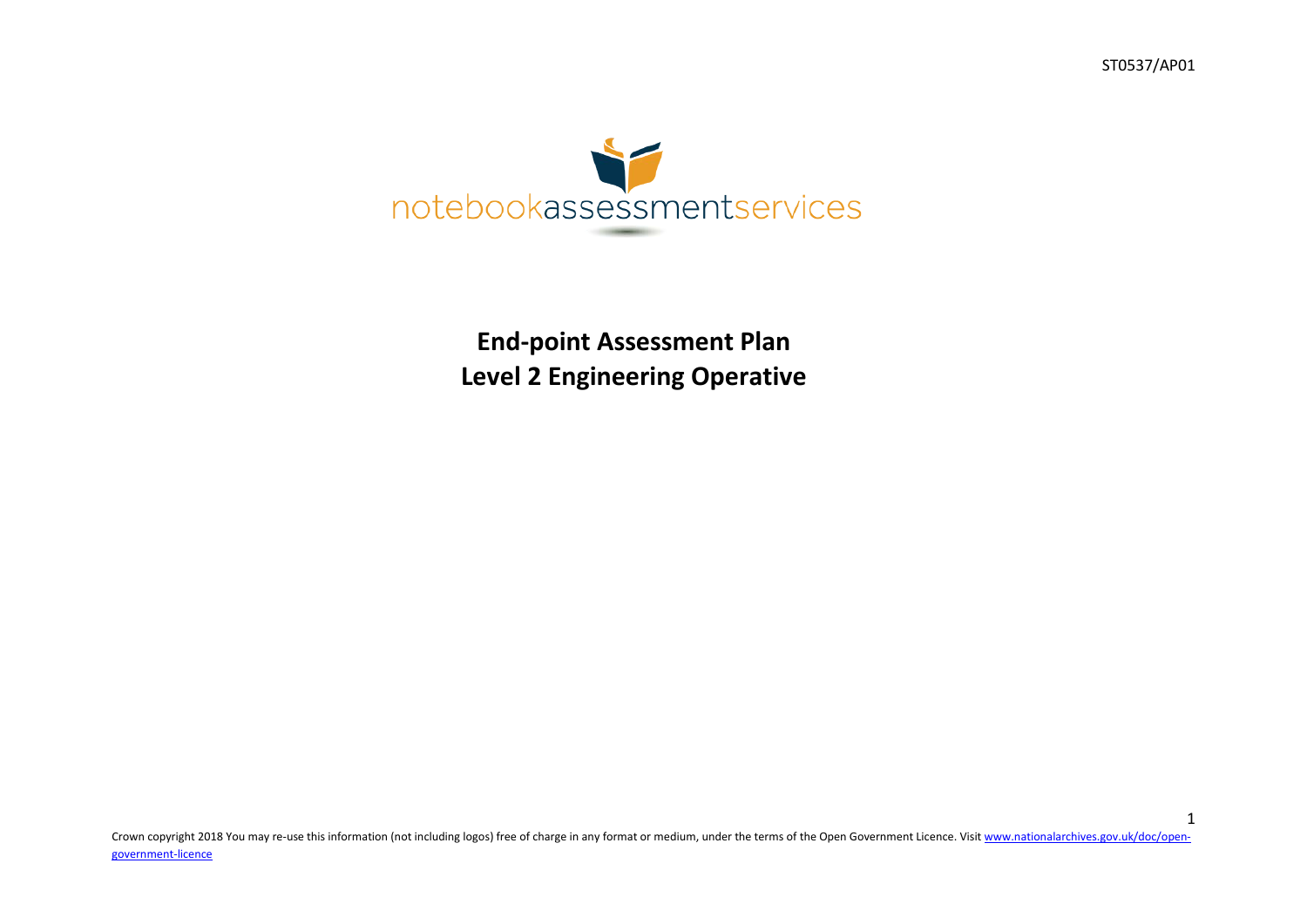ST0537/AP01

notebookassessmentservices

# End-point Assessment Plan
# Level 2 Engineering Operative

Crown copyright 2018 You may re-use this information (not including logos) free of charge in any format or medium, under the terms of the Open Government Licence. Visit www.nationalarchives.gov.uk/doc/open-government-licence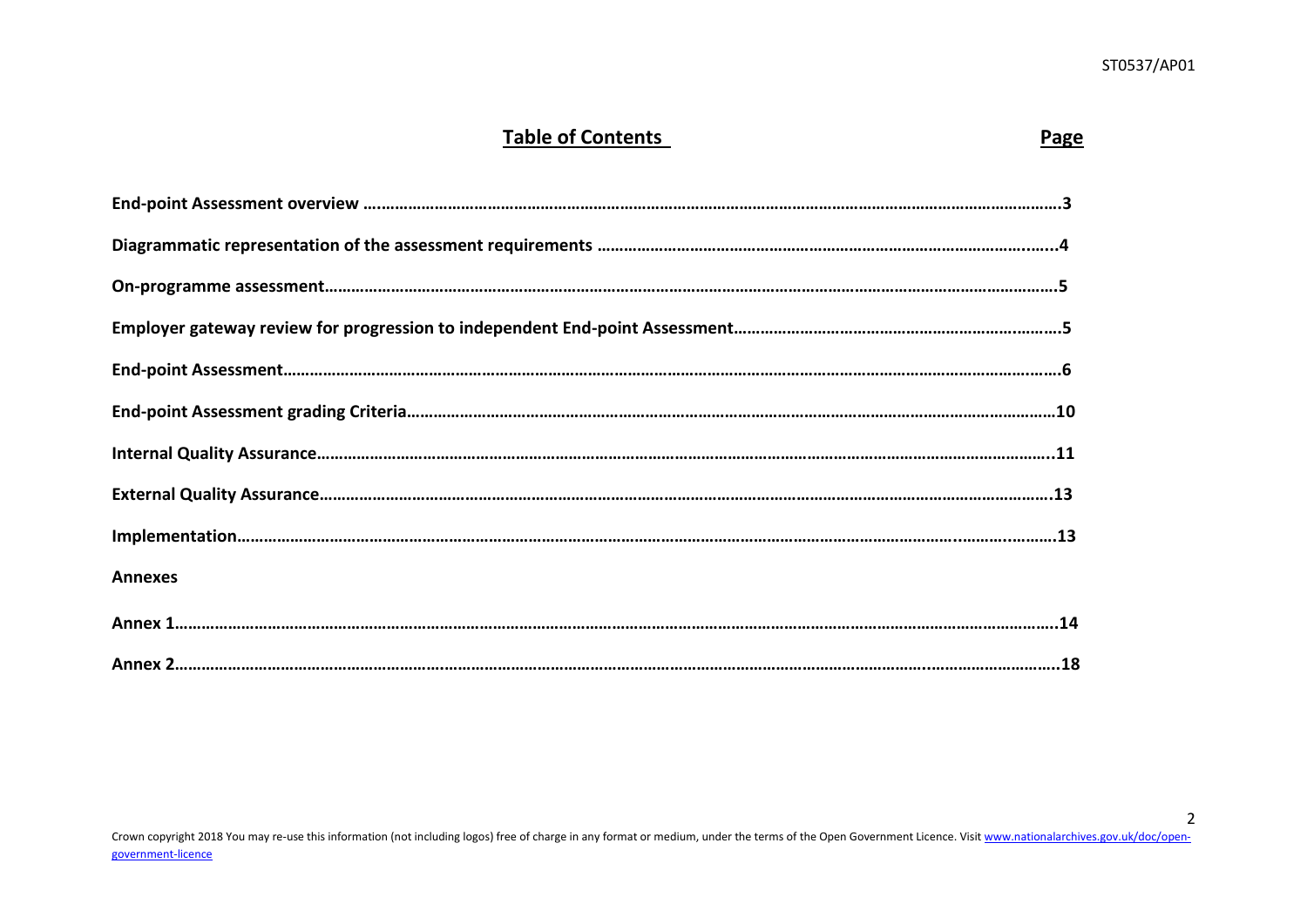## Table of Contents

| | Page |
|---|---|
| **End-point Assessment overview** | **3** |
| **Diagrammatic representation of the assessment requirements** | **4** |
| **On-programme assessment** | **5** |
| **Employer gateway review for progression to independent End-point Assessment** | **5** |
| **End-point Assessment** | **6** |
| **End-point Assessment grading Criteria** | **10** |
| **Internal Quality Assurance** | **11** |
| **External Quality Assurance** | **13** |
| **Implementation** | **13** |
| **Annexes** | |
| **Annex 1** | **14** |
| **Annex 2** | **18** |

Crown copyright 2018 You may re-use this information (not including logos) free of charge in any format or medium, under the terms of the Open Government Licence. Visit www.nationalarchives.gov.uk/doc/open-government-licence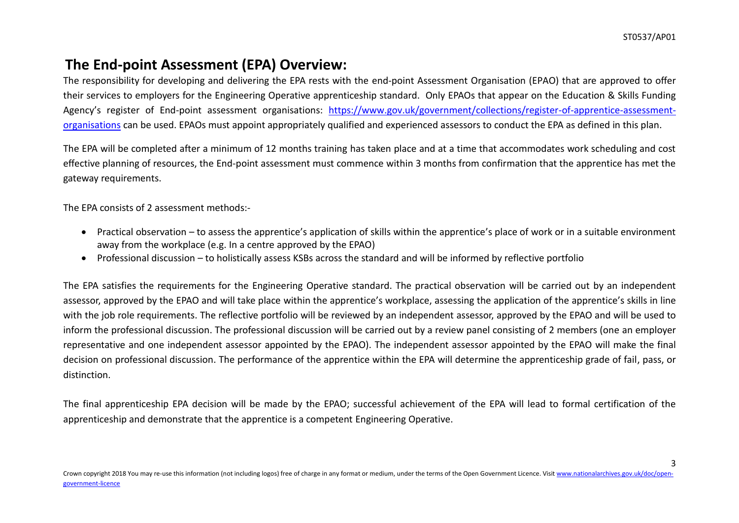## The End-point Assessment (EPA) Overview:

The responsibility for developing and delivering the EPA rests with the end-point Assessment Organisation (EPAO) that are approved to offer their services to employers for the Engineering Operative apprenticeship standard. Only EPAOs that appear on the Education & Skills Funding Agency's register of End-point assessment organisations: https://www.gov.uk/government/collections/register-of-apprentice-assessment-organisations can be used. EPAOs must appoint appropriately qualified and experienced assessors to conduct the EPA as defined in this plan.

The EPA will be completed after a minimum of 12 months training has taken place and at a time that accommodates work scheduling and cost effective planning of resources, the End-point assessment must commence within 3 months from confirmation that the apprentice has met the gateway requirements.

The EPA consists of 2 assessment methods:-

- Practical observation – to assess the apprentice's application of skills within the apprentice's place of work or in a suitable environment away from the workplace (e.g. In a centre approved by the EPAO)
- Professional discussion – to holistically assess KSBs across the standard and will be informed by reflective portfolio

The EPA satisfies the requirements for the Engineering Operative standard. The practical observation will be carried out by an independent assessor, approved by the EPAO and will take place within the apprentice's workplace, assessing the application of the apprentice's skills in line with the job role requirements. The reflective portfolio will be reviewed by an independent assessor, approved by the EPAO and will be used to inform the professional discussion. The professional discussion will be carried out by a review panel consisting of 2 members (one an employer representative and one independent assessor appointed by the EPAO). The independent assessor appointed by the EPAO will make the final decision on professional discussion. The performance of the apprentice within the EPA will determine the apprenticeship grade of fail, pass, or distinction.

The final apprenticeship EPA decision will be made by the EPAO; successful achievement of the EPA will lead to formal certification of the apprenticeship and demonstrate that the apprentice is a competent Engineering Operative.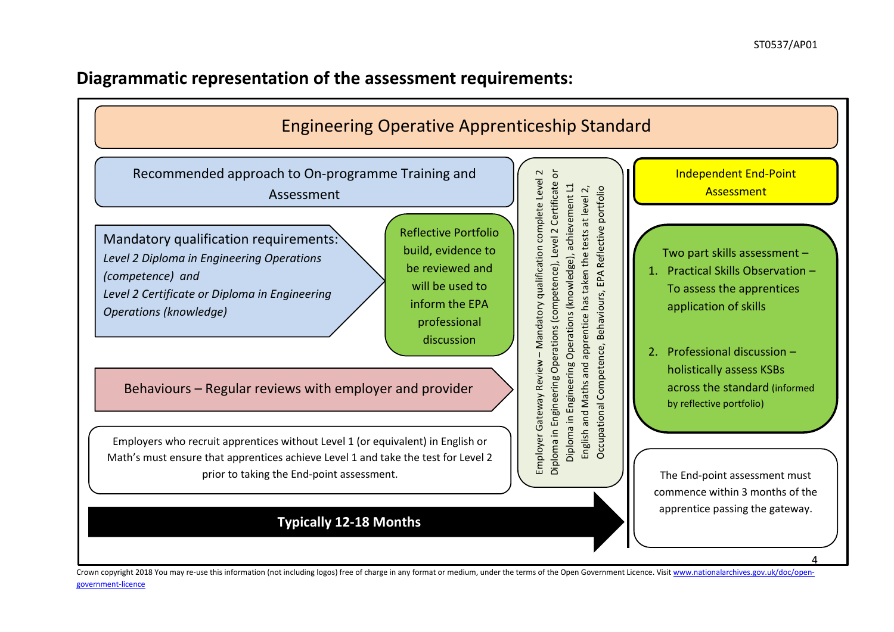## Diagrammatic representation of the assessment requirements:

**Engineering Operative Apprenticeship Standard**

Recommended approach to On-programme Training and Assessment

Mandatory qualification requirements:
*Level 2 Diploma in Engineering Operations (competence) and*
*Level 2 Certificate or Diploma in Engineering Operations (knowledge)*

Reflective Portfolio build, evidence to be reviewed and will be used to inform the EPA professional discussion

Behaviours – Regular reviews with employer and provider

Employers who recruit apprentices without Level 1 (or equivalent) in English or Math's must ensure that apprentices achieve Level 1 and take the test for Level 2 prior to taking the End-point assessment.

**Typically 12-18 Months**

Employer Gateway Review – Mandatory qualification complete Level 2 Diploma in Engineering Operations (competence), Level 2 Certificate or Diploma in Engineering Operations (knowledge), achievement L1 English and Maths and apprentice has taken the tests at level 2, Occupational Competence, Behaviours, EPA Reflective portfolio

Independent End-Point Assessment

Two part skills assessment –

1. Practical Skills Observation – To assess the apprentices application of skills
2. Professional discussion – holistically assess KSBs across the standard (informed by reflective portfolio)

The End-point assessment must commence within 3 months of the apprentice passing the gateway.

Crown copyright 2018 You may re-use this information (not including logos) free of charge in any format or medium, under the terms of the Open Government Licence. Visit www.nationalarchives.gov.uk/doc/open-government-licence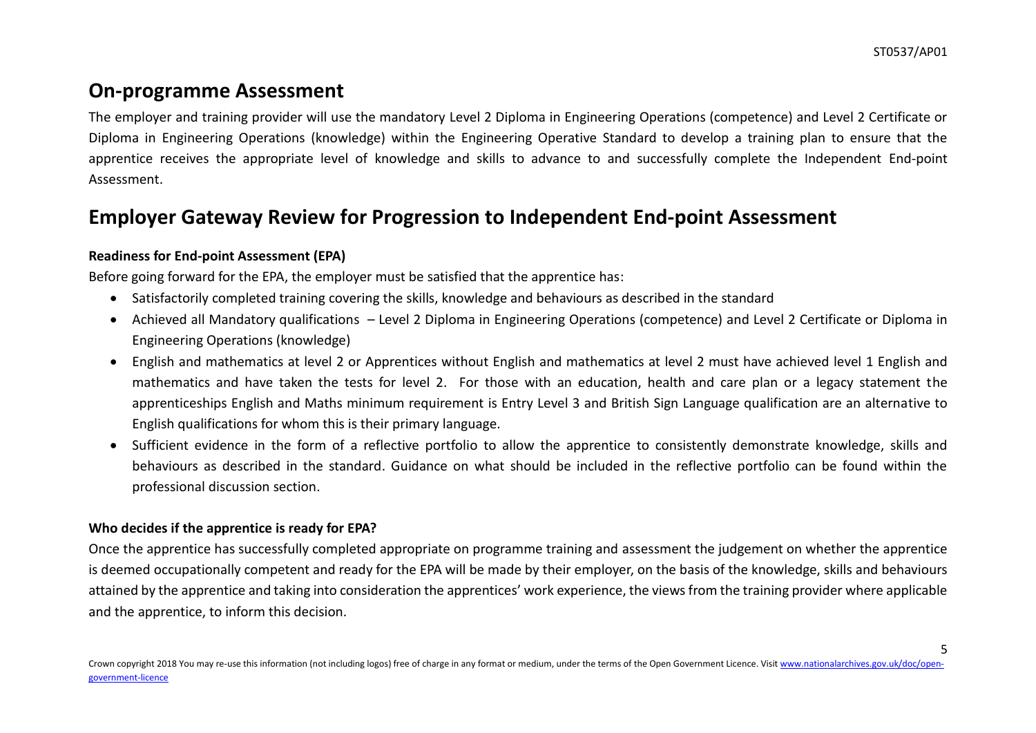## On-programme Assessment

The employer and training provider will use the mandatory Level 2 Diploma in Engineering Operations (competence) and Level 2 Certificate or Diploma in Engineering Operations (knowledge) within the Engineering Operative Standard to develop a training plan to ensure that the apprentice receives the appropriate level of knowledge and skills to advance to and successfully complete the Independent End-point Assessment.

## Employer Gateway Review for Progression to Independent End-point Assessment

**Readiness for End-point Assessment (EPA)**

Before going forward for the EPA, the employer must be satisfied that the apprentice has:

- Satisfactorily completed training covering the skills, knowledge and behaviours as described in the standard
- Achieved all Mandatory qualifications – Level 2 Diploma in Engineering Operations (competence) and Level 2 Certificate or Diploma in Engineering Operations (knowledge)
- English and mathematics at level 2 or Apprentices without English and mathematics at level 2 must have achieved level 1 English and mathematics and have taken the tests for level 2. For those with an education, health and care plan or a legacy statement the apprenticeships English and Maths minimum requirement is Entry Level 3 and British Sign Language qualification are an alternative to English qualifications for whom this is their primary language.
- Sufficient evidence in the form of a reflective portfolio to allow the apprentice to consistently demonstrate knowledge, skills and behaviours as described in the standard. Guidance on what should be included in the reflective portfolio can be found within the professional discussion section.

**Who decides if the apprentice is ready for EPA?**

Once the apprentice has successfully completed appropriate on programme training and assessment the judgement on whether the apprentice is deemed occupationally competent and ready for the EPA will be made by their employer, on the basis of the knowledge, skills and behaviours attained by the apprentice and taking into consideration the apprentices' work experience, the views from the training provider where applicable and the apprentice, to inform this decision.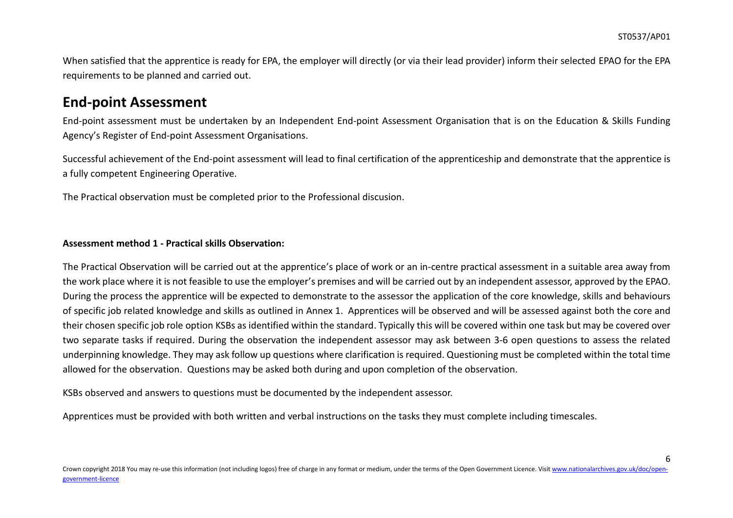When satisfied that the apprentice is ready for EPA, the employer will directly (or via their lead provider) inform their selected EPAO for the EPA requirements to be planned and carried out.

## End-point Assessment

End-point assessment must be undertaken by an Independent End-point Assessment Organisation that is on the Education & Skills Funding Agency's Register of End-point Assessment Organisations.

Successful achievement of the End-point assessment will lead to final certification of the apprenticeship and demonstrate that the apprentice is a fully competent Engineering Operative.

The Practical observation must be completed prior to the Professional discusion.

**Assessment method 1 - Practical skills Observation:**

The Practical Observation will be carried out at the apprentice's place of work or an in-centre practical assessment in a suitable area away from the work place where it is not feasible to use the employer's premises and will be carried out by an independent assessor, approved by the EPAO. During the process the apprentice will be expected to demonstrate to the assessor the application of the core knowledge, skills and behaviours of specific job related knowledge and skills as outlined in Annex 1. Apprentices will be observed and will be assessed against both the core and their chosen specific job role option KSBs as identified within the standard. Typically this will be covered within one task but may be covered over two separate tasks if required. During the observation the independent assessor may ask between 3-6 open questions to assess the related underpinning knowledge. They may ask follow up questions where clarification is required. Questioning must be completed within the total time allowed for the observation. Questions may be asked both during and upon completion of the observation.

KSBs observed and answers to questions must be documented by the independent assessor.

Apprentices must be provided with both written and verbal instructions on the tasks they must complete including timescales.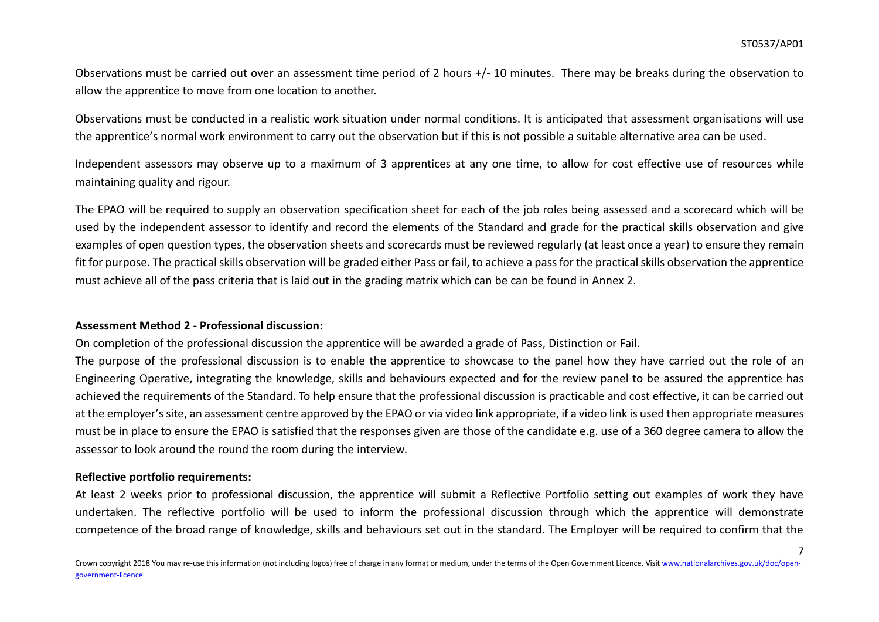Observations must be carried out over an assessment time period of 2 hours +/- 10 minutes. There may be breaks during the observation to allow the apprentice to move from one location to another.

Observations must be conducted in a realistic work situation under normal conditions. It is anticipated that assessment organisations will use the apprentice's normal work environment to carry out the observation but if this is not possible a suitable alternative area can be used.

Independent assessors may observe up to a maximum of 3 apprentices at any one time, to allow for cost effective use of resources while maintaining quality and rigour.

The EPAO will be required to supply an observation specification sheet for each of the job roles being assessed and a scorecard which will be used by the independent assessor to identify and record the elements of the Standard and grade for the practical skills observation and give examples of open question types, the observation sheets and scorecards must be reviewed regularly (at least once a year) to ensure they remain fit for purpose. The practical skills observation will be graded either Pass or fail, to achieve a pass for the practical skills observation the apprentice must achieve all of the pass criteria that is laid out in the grading matrix which can be can be found in Annex 2.

**Assessment Method 2 - Professional discussion:**

On completion of the professional discussion the apprentice will be awarded a grade of Pass, Distinction or Fail.

The purpose of the professional discussion is to enable the apprentice to showcase to the panel how they have carried out the role of an Engineering Operative, integrating the knowledge, skills and behaviours expected and for the review panel to be assured the apprentice has achieved the requirements of the Standard. To help ensure that the professional discussion is practicable and cost effective, it can be carried out at the employer's site, an assessment centre approved by the EPAO or via video link appropriate, if a video link is used then appropriate measures must be in place to ensure the EPAO is satisfied that the responses given are those of the candidate e.g. use of a 360 degree camera to allow the assessor to look around the round the room during the interview.

**Reflective portfolio requirements:**

At least 2 weeks prior to professional discussion, the apprentice will submit a Reflective Portfolio setting out examples of work they have undertaken. The reflective portfolio will be used to inform the professional discussion through which the apprentice will demonstrate competence of the broad range of knowledge, skills and behaviours set out in the standard. The Employer will be required to confirm that the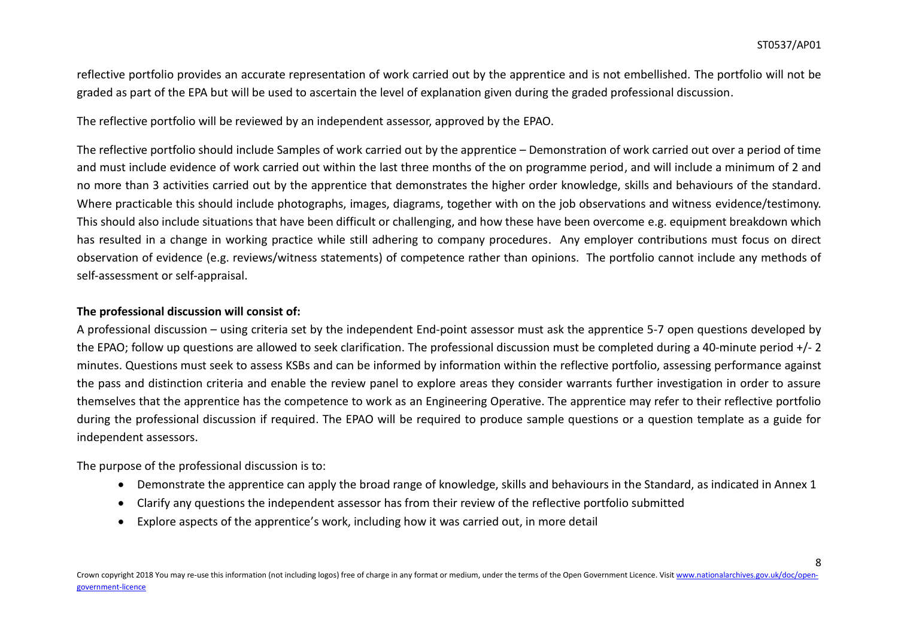reflective portfolio provides an accurate representation of work carried out by the apprentice and is not embellished. The portfolio will not be graded as part of the EPA but will be used to ascertain the level of explanation given during the graded professional discussion.

The reflective portfolio will be reviewed by an independent assessor, approved by the EPAO.

The reflective portfolio should include Samples of work carried out by the apprentice – Demonstration of work carried out over a period of time and must include evidence of work carried out within the last three months of the on programme period, and will include a minimum of 2 and no more than 3 activities carried out by the apprentice that demonstrates the higher order knowledge, skills and behaviours of the standard. Where practicable this should include photographs, images, diagrams, together with on the job observations and witness evidence/testimony. This should also include situations that have been difficult or challenging, and how these have been overcome e.g. equipment breakdown which has resulted in a change in working practice while still adhering to company procedures. Any employer contributions must focus on direct observation of evidence (e.g. reviews/witness statements) of competence rather than opinions. The portfolio cannot include any methods of self-assessment or self-appraisal.

**The professional discussion will consist of:**

A professional discussion – using criteria set by the independent End-point assessor must ask the apprentice 5-7 open questions developed by the EPAO; follow up questions are allowed to seek clarification. The professional discussion must be completed during a 40-minute period +/- 2 minutes. Questions must seek to assess KSBs and can be informed by information within the reflective portfolio, assessing performance against the pass and distinction criteria and enable the review panel to explore areas they consider warrants further investigation in order to assure themselves that the apprentice has the competence to work as an Engineering Operative. The apprentice may refer to their reflective portfolio during the professional discussion if required. The EPAO will be required to produce sample questions or a question template as a guide for independent assessors.

The purpose of the professional discussion is to:

- Demonstrate the apprentice can apply the broad range of knowledge, skills and behaviours in the Standard, as indicated in Annex 1
- Clarify any questions the independent assessor has from their review of the reflective portfolio submitted
- Explore aspects of the apprentice's work, including how it was carried out, in more detail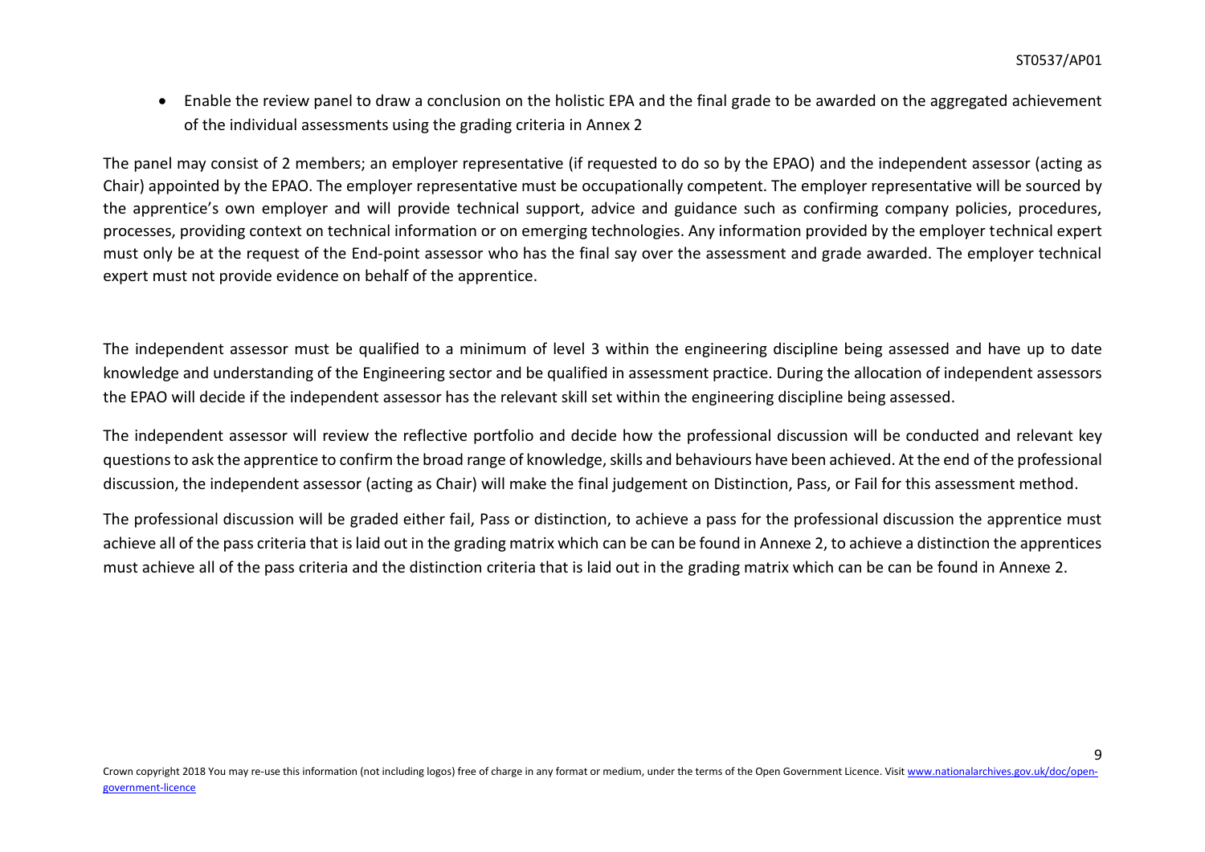- Enable the review panel to draw a conclusion on the holistic EPA and the final grade to be awarded on the aggregated achievement of the individual assessments using the grading criteria in Annex 2

The panel may consist of 2 members; an employer representative (if requested to do so by the EPAO) and the independent assessor (acting as Chair) appointed by the EPAO. The employer representative must be occupationally competent. The employer representative will be sourced by the apprentice's own employer and will provide technical support, advice and guidance such as confirming company policies, procedures, processes, providing context on technical information or on emerging technologies. Any information provided by the employer technical expert must only be at the request of the End-point assessor who has the final say over the assessment and grade awarded. The employer technical expert must not provide evidence on behalf of the apprentice.

The independent assessor must be qualified to a minimum of level 3 within the engineering discipline being assessed and have up to date knowledge and understanding of the Engineering sector and be qualified in assessment practice. During the allocation of independent assessors the EPAO will decide if the independent assessor has the relevant skill set within the engineering discipline being assessed.

The independent assessor will review the reflective portfolio and decide how the professional discussion will be conducted and relevant key questions to ask the apprentice to confirm the broad range of knowledge, skills and behaviours have been achieved. At the end of the professional discussion, the independent assessor (acting as Chair) will make the final judgement on Distinction, Pass, or Fail for this assessment method.

The professional discussion will be graded either fail, Pass or distinction, to achieve a pass for the professional discussion the apprentice must achieve all of the pass criteria that is laid out in the grading matrix which can be can be found in Annexe 2, to achieve a distinction the apprentices must achieve all of the pass criteria and the distinction criteria that is laid out in the grading matrix which can be can be found in Annexe 2.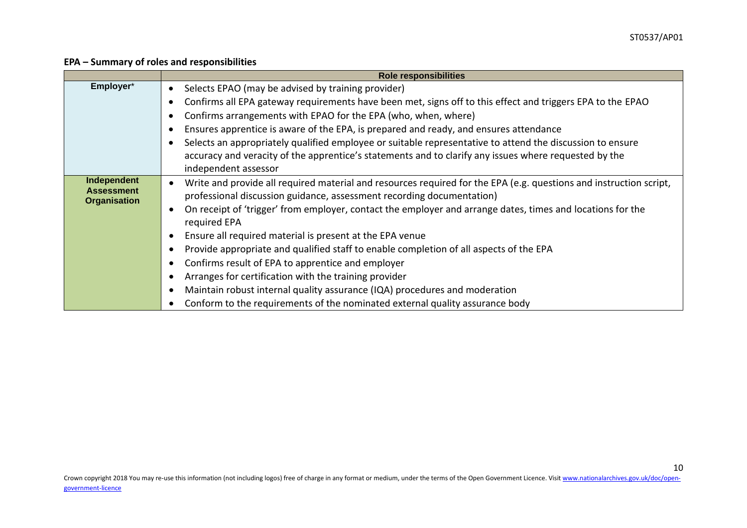**EPA – Summary of roles and responsibilities**

| | Role responsibilities |
|---|---|
| **Employer*** | • Selects EPAO (may be advised by training provider)<br>• Confirms all EPA gateway requirements have been met, signs off to this effect and triggers EPA to the EPAO<br>• Confirms arrangements with EPAO for the EPA (who, when, where)<br>• Ensures apprentice is aware of the EPA, is prepared and ready, and ensures attendance<br>• Selects an appropriately qualified employee or suitable representative to attend the discussion to ensure accuracy and veracity of the apprentice's statements and to clarify any issues where requested by the independent assessor |
| **Independent Assessment Organisation** | • Write and provide all required material and resources required for the EPA (e.g. questions and instruction script, professional discussion guidance, assessment recording documentation)<br>• On receipt of 'trigger' from employer, contact the employer and arrange dates, times and locations for the required EPA<br>• Ensure all required material is present at the EPA venue<br>• Provide appropriate and qualified staff to enable completion of all aspects of the EPA<br>• Confirms result of EPA to apprentice and employer<br>• Arranges for certification with the training provider<br>• Maintain robust internal quality assurance (IQA) procedures and moderation<br>• Conform to the requirements of the nominated external quality assurance body |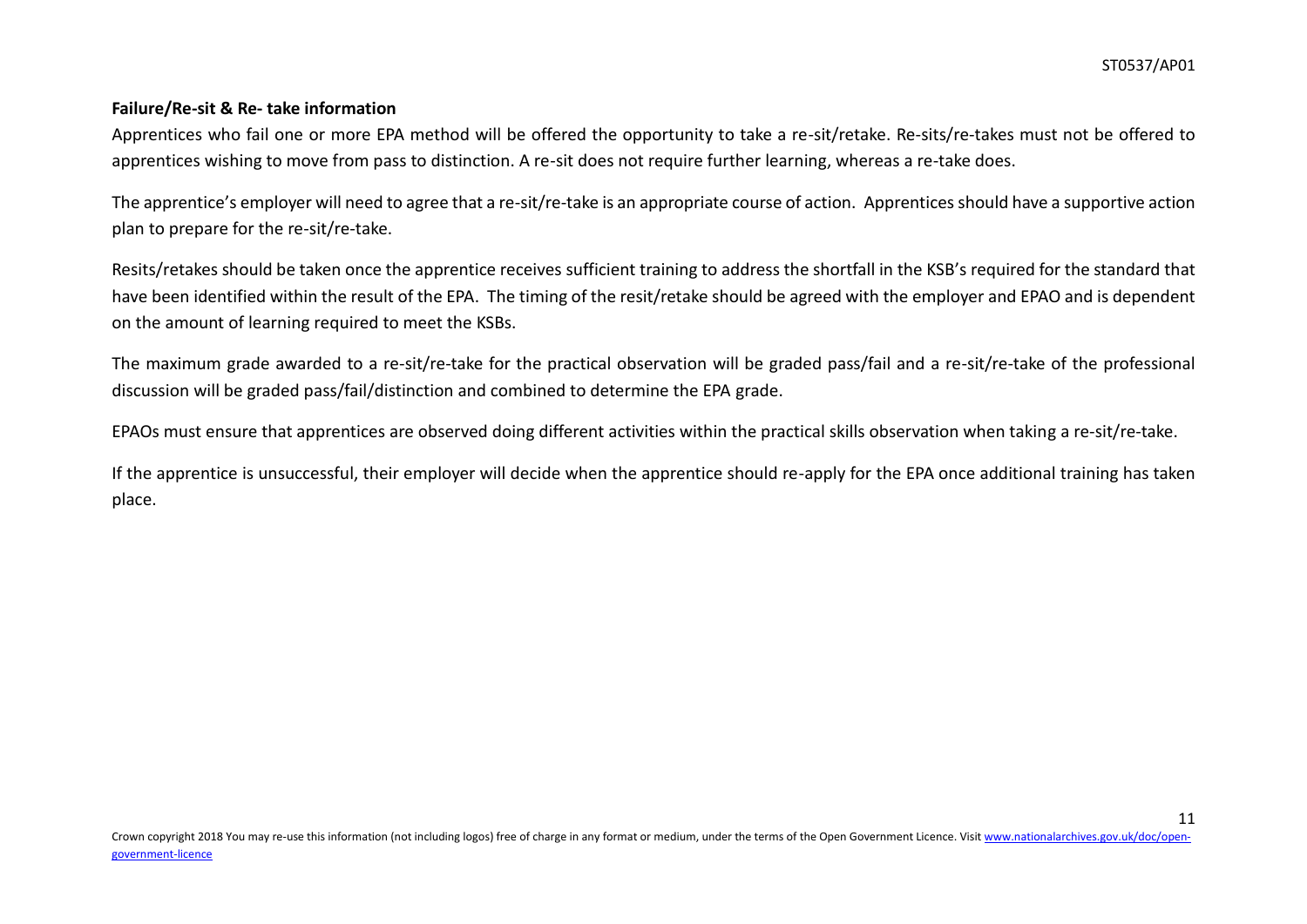**Failure/Re-sit & Re- take information**

Apprentices who fail one or more EPA method will be offered the opportunity to take a re-sit/retake. Re-sits/re-takes must not be offered to apprentices wishing to move from pass to distinction. A re-sit does not require further learning, whereas a re-take does.

The apprentice's employer will need to agree that a re-sit/re-take is an appropriate course of action. Apprentices should have a supportive action plan to prepare for the re-sit/re-take.

Resits/retakes should be taken once the apprentice receives sufficient training to address the shortfall in the KSB's required for the standard that have been identified within the result of the EPA. The timing of the resit/retake should be agreed with the employer and EPAO and is dependent on the amount of learning required to meet the KSBs.

The maximum grade awarded to a re-sit/re-take for the practical observation will be graded pass/fail and a re-sit/re-take of the professional discussion will be graded pass/fail/distinction and combined to determine the EPA grade.

EPAOs must ensure that apprentices are observed doing different activities within the practical skills observation when taking a re-sit/re-take.

If the apprentice is unsuccessful, their employer will decide when the apprentice should re-apply for the EPA once additional training has taken place.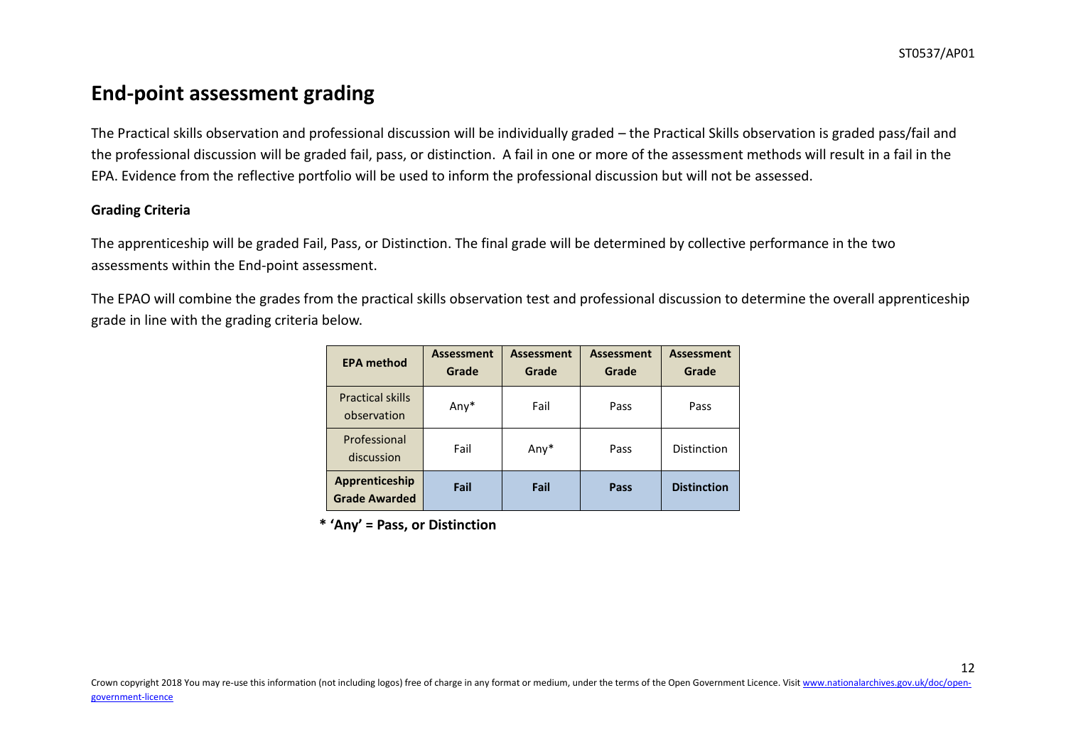# End-point assessment grading

The Practical skills observation and professional discussion will be individually graded – the Practical Skills observation is graded pass/fail and the professional discussion will be graded fail, pass, or distinction. A fail in one or more of the assessment methods will result in a fail in the EPA. Evidence from the reflective portfolio will be used to inform the professional discussion but will not be assessed.

**Grading Criteria**

The apprenticeship will be graded Fail, Pass, or Distinction. The final grade will be determined by collective performance in the two assessments within the End-point assessment.

The EPAO will combine the grades from the practical skills observation test and professional discussion to determine the overall apprenticeship grade in line with the grading criteria below.

| EPA method | Assessment Grade | Assessment Grade | Assessment Grade | Assessment Grade |
|---|---|---|---|---|
| Practical skills observation | Any* | Fail | Pass | Pass |
| Professional discussion | Fail | Any* | Pass | Distinction |
| **Apprenticeship Grade Awarded** | **Fail** | **Fail** | **Pass** | **Distinction** |

**\* 'Any' = Pass, or Distinction**

Crown copyright 2018 You may re-use this information (not including logos) free of charge in any format or medium, under the terms of the Open Government Licence. Visit www.nationalarchives.gov.uk/doc/open-government-licence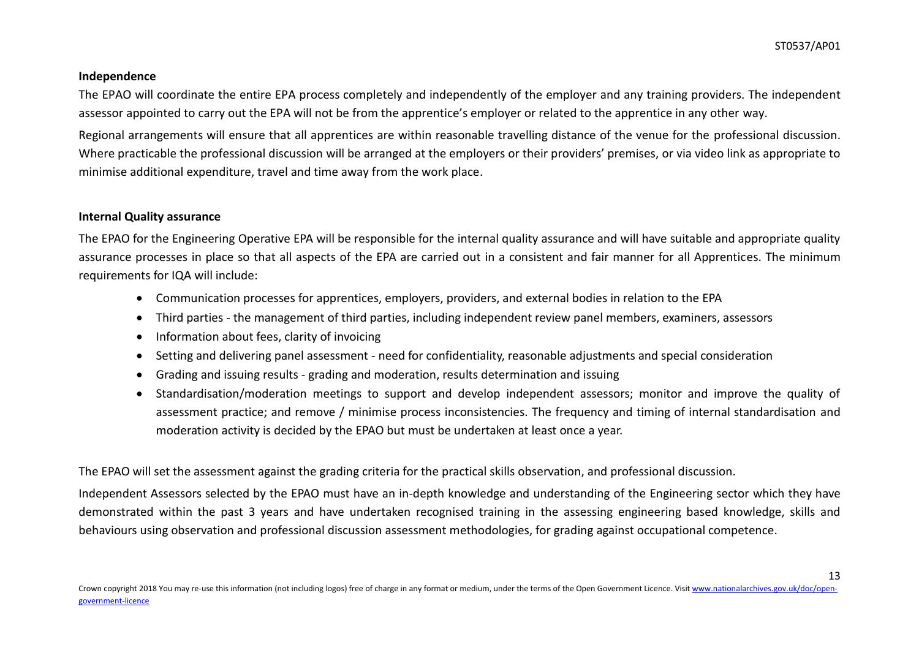**Independence**

The EPAO will coordinate the entire EPA process completely and independently of the employer and any training providers. The independent assessor appointed to carry out the EPA will not be from the apprentice's employer or related to the apprentice in any other way.

Regional arrangements will ensure that all apprentices are within reasonable travelling distance of the venue for the professional discussion. Where practicable the professional discussion will be arranged at the employers or their providers' premises, or via video link as appropriate to minimise additional expenditure, travel and time away from the work place.

**Internal Quality assurance**

The EPAO for the Engineering Operative EPA will be responsible for the internal quality assurance and will have suitable and appropriate quality assurance processes in place so that all aspects of the EPA are carried out in a consistent and fair manner for all Apprentices. The minimum requirements for IQA will include:

- Communication processes for apprentices, employers, providers, and external bodies in relation to the EPA
- Third parties - the management of third parties, including independent review panel members, examiners, assessors
- Information about fees, clarity of invoicing
- Setting and delivering panel assessment - need for confidentiality, reasonable adjustments and special consideration
- Grading and issuing results - grading and moderation, results determination and issuing
- Standardisation/moderation meetings to support and develop independent assessors; monitor and improve the quality of assessment practice; and remove / minimise process inconsistencies. The frequency and timing of internal standardisation and moderation activity is decided by the EPAO but must be undertaken at least once a year.

The EPAO will set the assessment against the grading criteria for the practical skills observation, and professional discussion.

Independent Assessors selected by the EPAO must have an in-depth knowledge and understanding of the Engineering sector which they have demonstrated within the past 3 years and have undertaken recognised training in the assessing engineering based knowledge, skills and behaviours using observation and professional discussion assessment methodologies, for grading against occupational competence.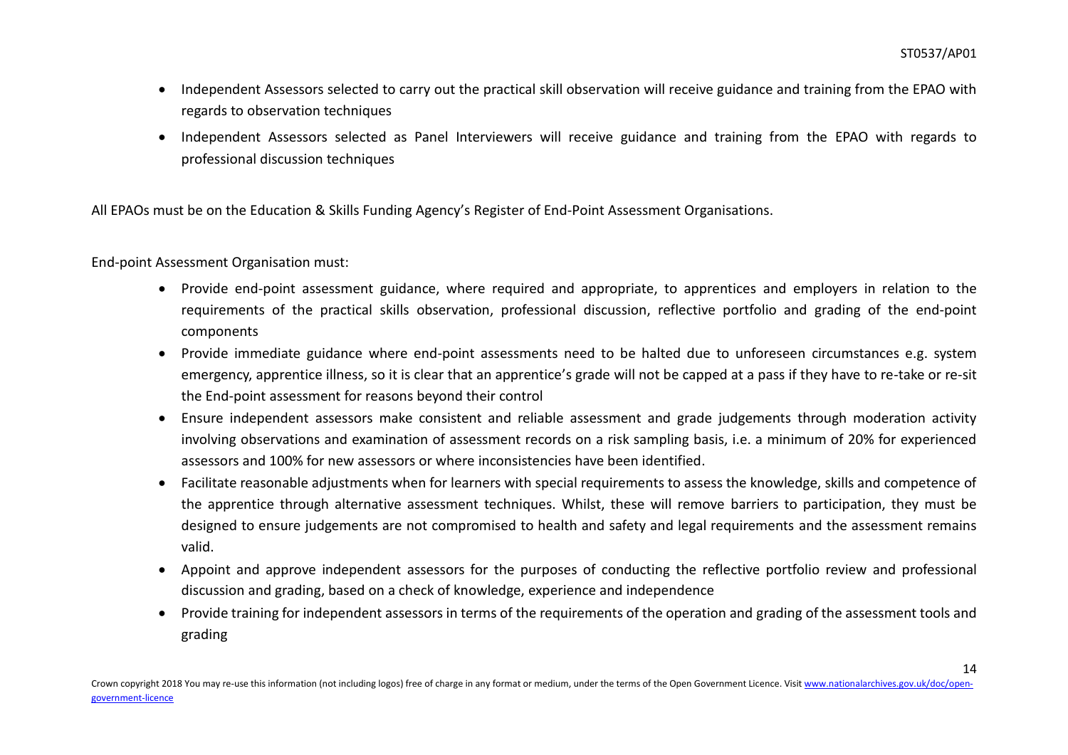- Independent Assessors selected to carry out the practical skill observation will receive guidance and training from the EPAO with regards to observation techniques
- Independent Assessors selected as Panel Interviewers will receive guidance and training from the EPAO with regards to professional discussion techniques

All EPAOs must be on the Education & Skills Funding Agency's Register of End-Point Assessment Organisations.

End-point Assessment Organisation must:

- Provide end-point assessment guidance, where required and appropriate, to apprentices and employers in relation to the requirements of the practical skills observation, professional discussion, reflective portfolio and grading of the end-point components
- Provide immediate guidance where end-point assessments need to be halted due to unforeseen circumstances e.g. system emergency, apprentice illness, so it is clear that an apprentice's grade will not be capped at a pass if they have to re-take or re-sit the End-point assessment for reasons beyond their control
- Ensure independent assessors make consistent and reliable assessment and grade judgements through moderation activity involving observations and examination of assessment records on a risk sampling basis, i.e. a minimum of 20% for experienced assessors and 100% for new assessors or where inconsistencies have been identified.
- Facilitate reasonable adjustments when for learners with special requirements to assess the knowledge, skills and competence of the apprentice through alternative assessment techniques. Whilst, these will remove barriers to participation, they must be designed to ensure judgements are not compromised to health and safety and legal requirements and the assessment remains valid.
- Appoint and approve independent assessors for the purposes of conducting the reflective portfolio review and professional discussion and grading, based on a check of knowledge, experience and independence
- Provide training for independent assessors in terms of the requirements of the operation and grading of the assessment tools and grading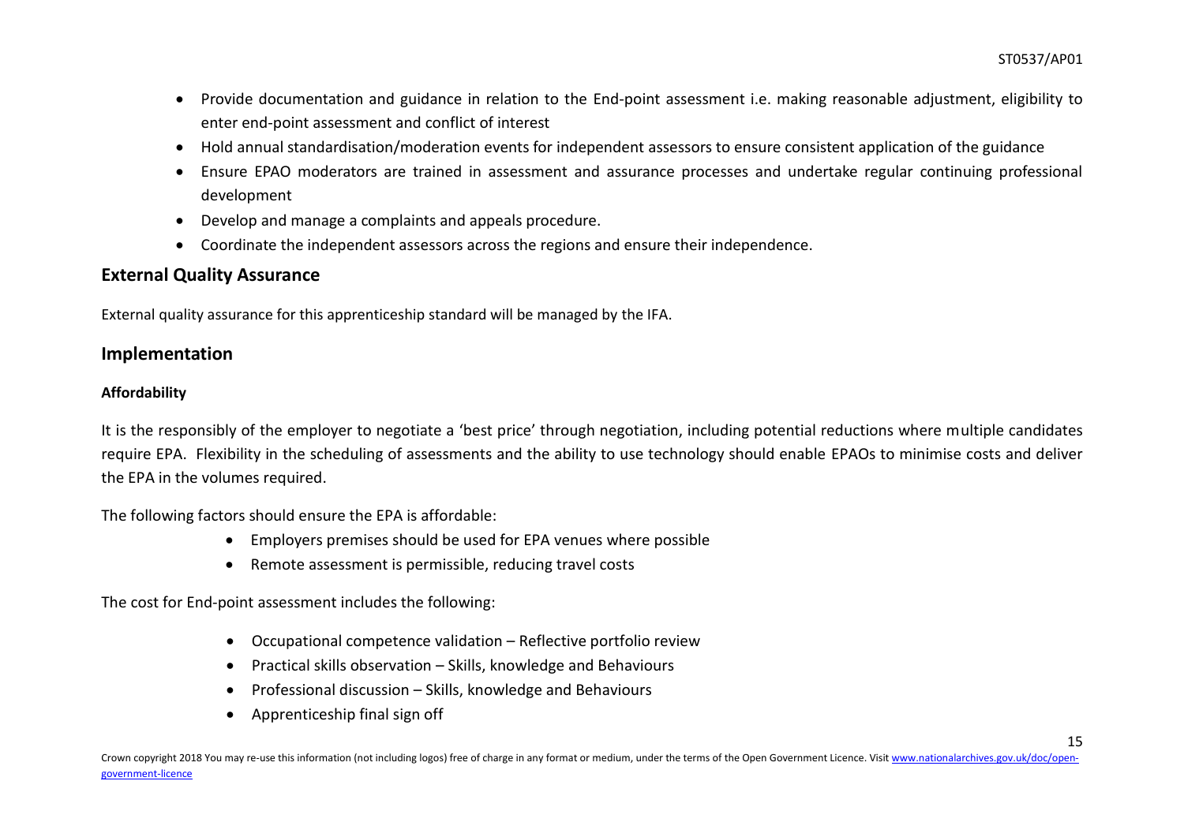- Provide documentation and guidance in relation to the End-point assessment i.e. making reasonable adjustment, eligibility to enter end-point assessment and conflict of interest
- Hold annual standardisation/moderation events for independent assessors to ensure consistent application of the guidance
- Ensure EPAO moderators are trained in assessment and assurance processes and undertake regular continuing professional development
- Develop and manage a complaints and appeals procedure.
- Coordinate the independent assessors across the regions and ensure their independence.

## External Quality Assurance

External quality assurance for this apprenticeship standard will be managed by the IFA.

## Implementation

### Affordability

It is the responsibly of the employer to negotiate a 'best price' through negotiation, including potential reductions where multiple candidates require EPA. Flexibility in the scheduling of assessments and the ability to use technology should enable EPAOs to minimise costs and deliver the EPA in the volumes required.

The following factors should ensure the EPA is affordable:

- Employers premises should be used for EPA venues where possible
- Remote assessment is permissible, reducing travel costs

The cost for End-point assessment includes the following:

- Occupational competence validation – Reflective portfolio review
- Practical skills observation – Skills, knowledge and Behaviours
- Professional discussion – Skills, knowledge and Behaviours
- Apprenticeship final sign off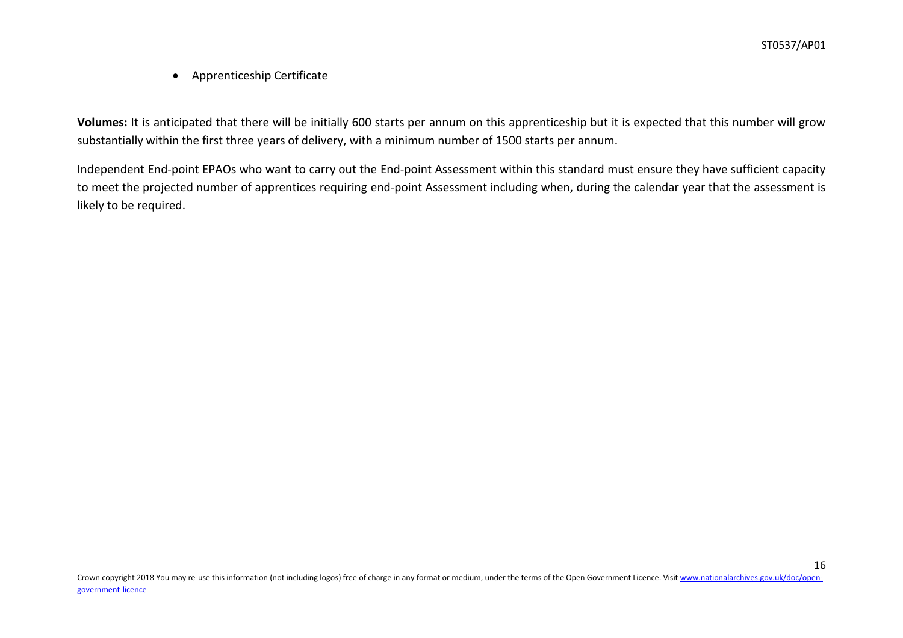- Apprenticeship Certificate

**Volumes:** It is anticipated that there will be initially 600 starts per annum on this apprenticeship but it is expected that this number will grow substantially within the first three years of delivery, with a minimum number of 1500 starts per annum.

Independent End-point EPAOs who want to carry out the End-point Assessment within this standard must ensure they have sufficient capacity to meet the projected number of apprentices requiring end-point Assessment including when, during the calendar year that the assessment is likely to be required.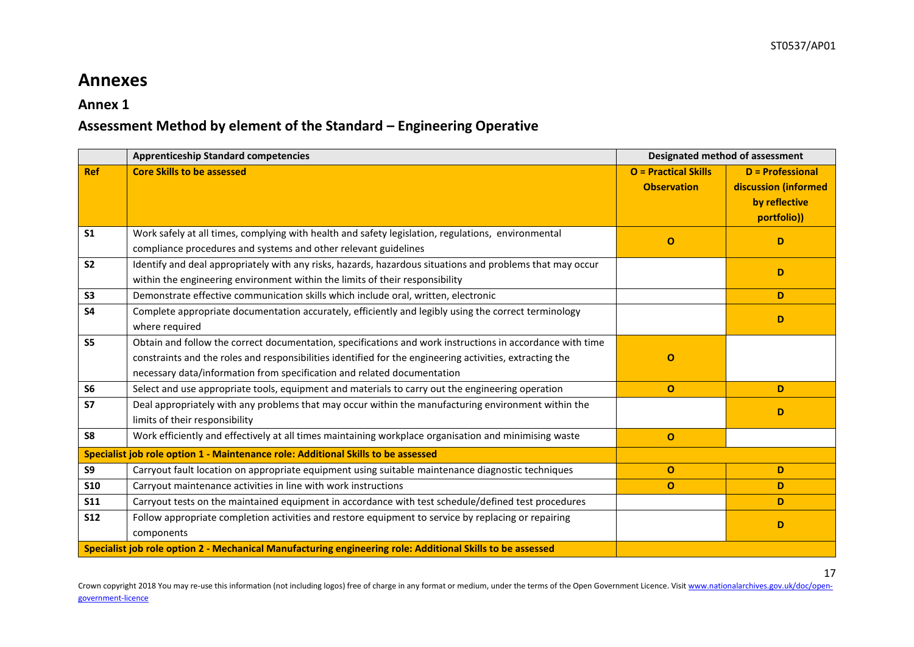# Annexes

## Annex 1

## Assessment Method by element of the Standard – Engineering Operative

| | Apprenticeship Standard competencies | Designated method of assessment | |
|---|---|---|---|
| **Ref** | **Core Skills to be assessed** | **O = Practical Skills Observation** | **D = Professional discussion (informed by reflective portfolio))** |
| **S1** | Work safely at all times, complying with health and safety legislation, regulations, environmental compliance procedures and systems and other relevant guidelines | **O** | **D** |
| **S2** | Identify and deal appropriately with any risks, hazards, hazardous situations and problems that may occur within the engineering environment within the limits of their responsibility | | **D** |
| **S3** | Demonstrate effective communication skills which include oral, written, electronic | | **D** |
| **S4** | Complete appropriate documentation accurately, efficiently and legibly using the correct terminology where required | | **D** |
| **S5** | Obtain and follow the correct documentation, specifications and work instructions in accordance with time constraints and the roles and responsibilities identified for the engineering activities, extracting the necessary data/information from specification and related documentation | **O** | |
| **S6** | Select and use appropriate tools, equipment and materials to carry out the engineering operation | **O** | **D** |
| **S7** | Deal appropriately with any problems that may occur within the manufacturing environment within the limits of their responsibility | | **D** |
| **S8** | Work efficiently and effectively at all times maintaining workplace organisation and minimising waste | **O** | |
| **Specialist job role option 1 - Maintenance role: Additional Skills to be assessed** | | | |
| **S9** | Carryout fault location on appropriate equipment using suitable maintenance diagnostic techniques | **O** | **D** |
| **S10** | Carryout maintenance activities in line with work instructions | **O** | **D** |
| **S11** | Carryout tests on the maintained equipment in accordance with test schedule/defined test procedures | | **D** |
| **S12** | Follow appropriate completion activities and restore equipment to service by replacing or repairing components | | **D** |
| **Specialist job role option 2 - Mechanical Manufacturing engineering role: Additional Skills to be assessed** | | | |

Crown copyright 2018 You may re-use this information (not including logos) free of charge in any format or medium, under the terms of the Open Government Licence. Visit www.nationalarchives.gov.uk/doc/open-government-licence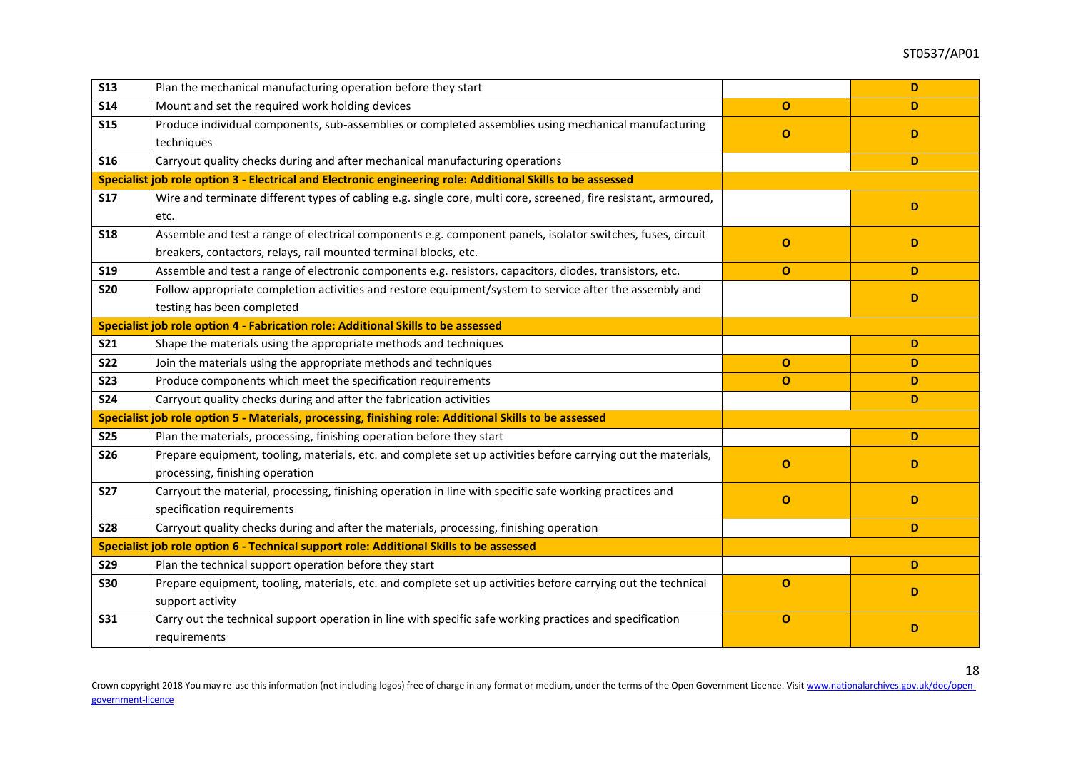| | | | |
|---|---|---|---|
| **S13** | Plan the mechanical manufacturing operation before they start | | **D** |
| **S14** | Mount and set the required work holding devices | **O** | **D** |
| **S15** | Produce individual components, sub-assemblies or completed assemblies using mechanical manufacturing techniques | **O** | **D** |
| **S16** | Carryout quality checks during and after mechanical manufacturing operations | | **D** |
| **Specialist job role option 3 - Electrical and Electronic engineering role: Additional Skills to be assessed** | | | |
| **S17** | Wire and terminate different types of cabling e.g. single core, multi core, screened, fire resistant, armoured, etc. | | **D** |
| **S18** | Assemble and test a range of electrical components e.g. component panels, isolator switches, fuses, circuit breakers, contactors, relays, rail mounted terminal blocks, etc. | **O** | **D** |
| **S19** | Assemble and test a range of electronic components e.g. resistors, capacitors, diodes, transistors, etc. | **O** | **D** |
| **S20** | Follow appropriate completion activities and restore equipment/system to service after the assembly and testing has been completed | | **D** |
| **Specialist job role option 4 - Fabrication role: Additional Skills to be assessed** | | | |
| **S21** | Shape the materials using the appropriate methods and techniques | | **D** |
| **S22** | Join the materials using the appropriate methods and techniques | **O** | **D** |
| **S23** | Produce components which meet the specification requirements | **O** | **D** |
| **S24** | Carryout quality checks during and after the fabrication activities | | **D** |
| **Specialist job role option 5 - Materials, processing, finishing role: Additional Skills to be assessed** | | | |
| **S25** | Plan the materials, processing, finishing operation before they start | | **D** |
| **S26** | Prepare equipment, tooling, materials, etc. and complete set up activities before carrying out the materials, processing, finishing operation | **O** | **D** |
| **S27** | Carryout the material, processing, finishing operation in line with specific safe working practices and specification requirements | **O** | **D** |
| **S28** | Carryout quality checks during and after the materials, processing, finishing operation | | **D** |
| **Specialist job role option 6 - Technical support role: Additional Skills to be assessed** | | | |
| **S29** | Plan the technical support operation before they start | | **D** |
| **S30** | Prepare equipment, tooling, materials, etc. and complete set up activities before carrying out the technical support activity | **O** | **D** |
| **S31** | Carry out the technical support operation in line with specific safe working practices and specification requirements | **O** | **D** |

Crown copyright 2018 You may re-use this information (not including logos) free of charge in any format or medium, under the terms of the Open Government Licence. Visit www.nationalarchives.gov.uk/doc/open-government-licence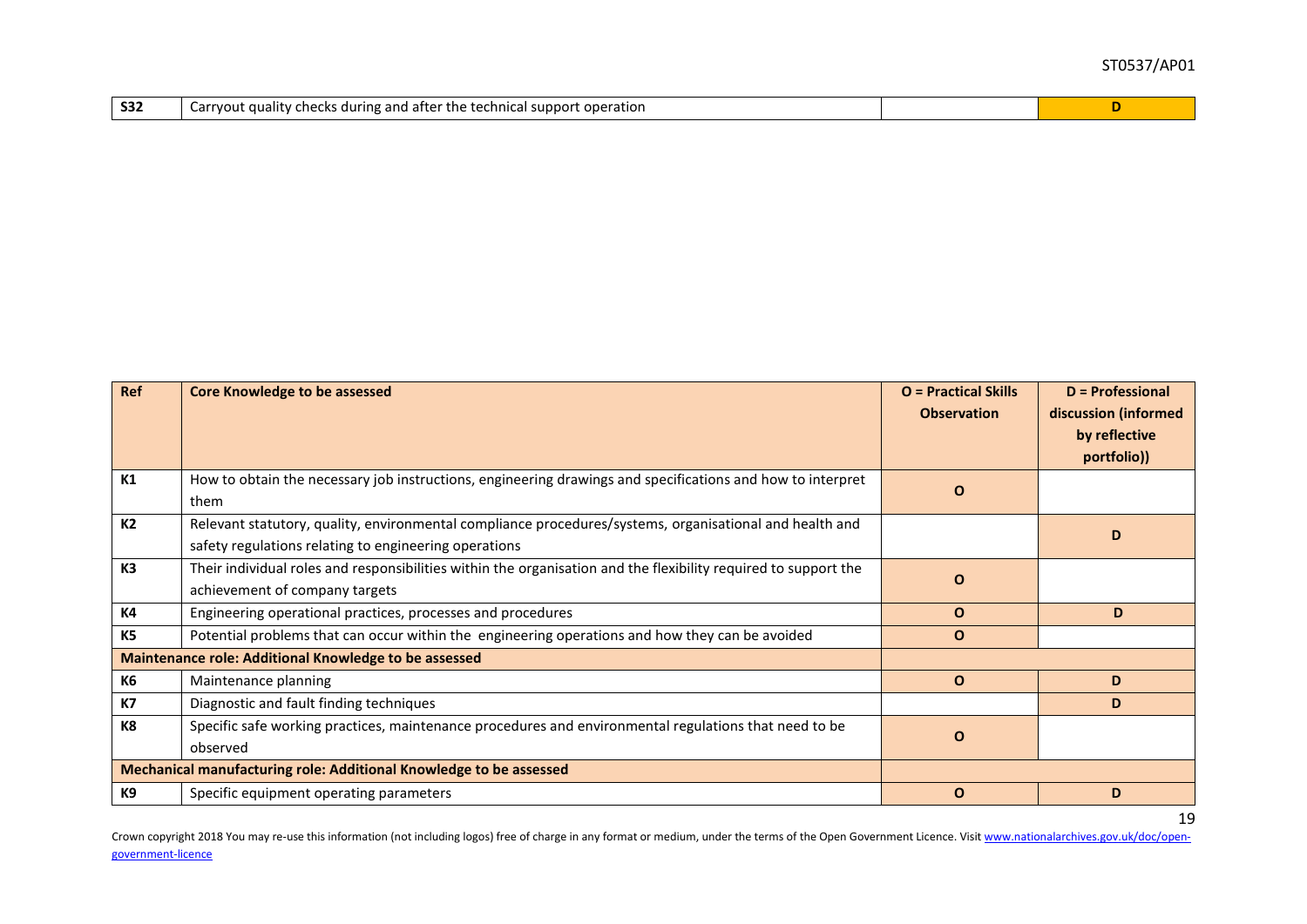| S32 | Carryout quality checks during and after the technical support operation | | D |
|---|---|---|---|

| Ref | Core Knowledge to be assessed | O = Practical Skills Observation | D = Professional discussion (informed by reflective portfolio)) |
|---|---|---|---|
| K1 | How to obtain the necessary job instructions, engineering drawings and specifications and how to interpret them | O | |
| K2 | Relevant statutory, quality, environmental compliance procedures/systems, organisational and health and safety regulations relating to engineering operations | | D |
| K3 | Their individual roles and responsibilities within the organisation and the flexibility required to support the achievement of company targets | O | |
| K4 | Engineering operational practices, processes and procedures | O | D |
| K5 | Potential problems that can occur within the engineering operations and how they can be avoided | O | |
| **Maintenance role: Additional Knowledge to be assessed** | | | |
| K6 | Maintenance planning | O | D |
| K7 | Diagnostic and fault finding techniques | | D |
| K8 | Specific safe working practices, maintenance procedures and environmental regulations that need to be observed | O | |
| **Mechanical manufacturing role: Additional Knowledge to be assessed** | | | |
| K9 | Specific equipment operating parameters | O | D |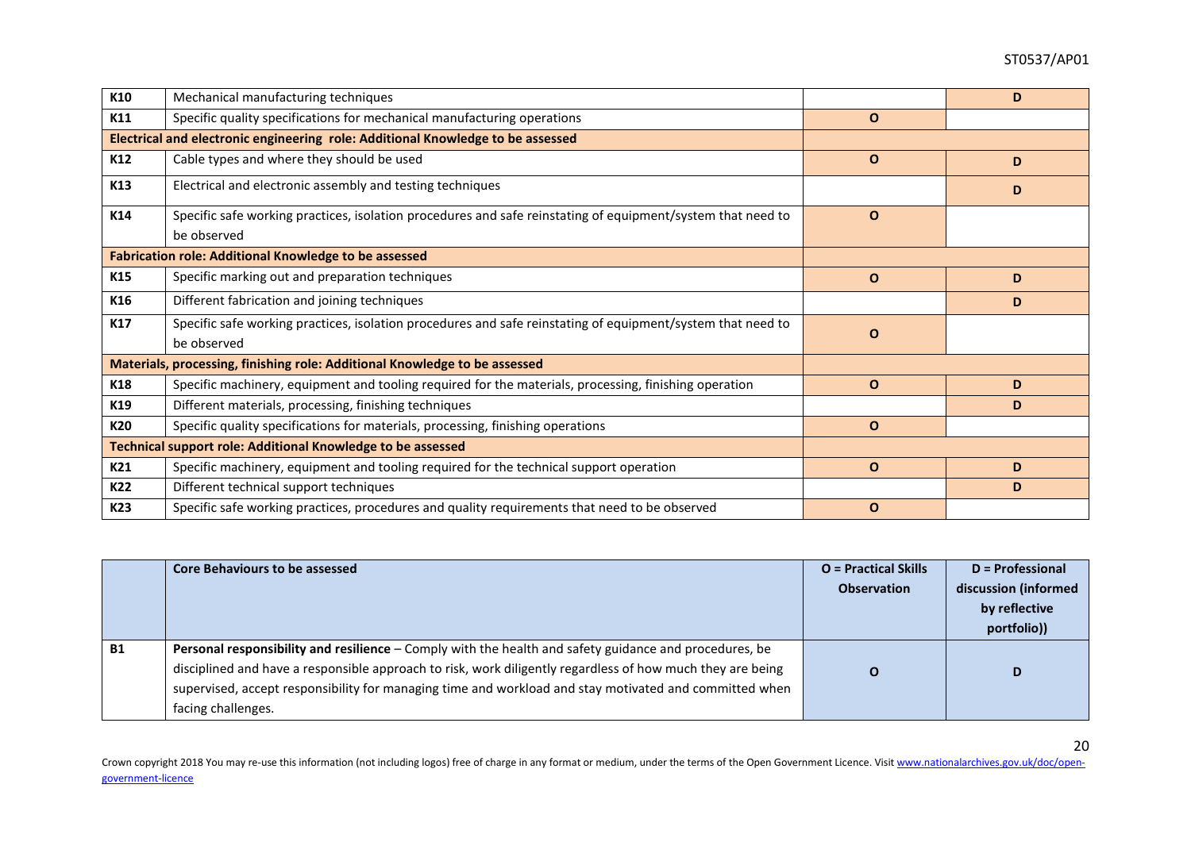| | | | |
|---|---|---|---|
| **K10** | Mechanical manufacturing techniques | | **D** |
| **K11** | Specific quality specifications for mechanical manufacturing operations | **O** | |
| **Electrical and electronic engineering role: Additional Knowledge to be assessed** | | | |
| **K12** | Cable types and where they should be used | **O** | **D** |
| **K13** | Electrical and electronic assembly and testing techniques | | **D** |
| **K14** | Specific safe working practices, isolation procedures and safe reinstating of equipment/system that need to be observed | **O** | |
| **Fabrication role: Additional Knowledge to be assessed** | | | |
| **K15** | Specific marking out and preparation techniques | **O** | **D** |
| **K16** | Different fabrication and joining techniques | | **D** |
| **K17** | Specific safe working practices, isolation procedures and safe reinstating of equipment/system that need to be observed | **O** | |
| **Materials, processing, finishing role: Additional Knowledge to be assessed** | | | |
| **K18** | Specific machinery, equipment and tooling required for the materials, processing, finishing operation | **O** | **D** |
| **K19** | Different materials, processing, finishing techniques | | **D** |
| **K20** | Specific quality specifications for materials, processing, finishing operations | **O** | |
| **Technical support role: Additional Knowledge to be assessed** | | | |
| **K21** | Specific machinery, equipment and tooling required for the technical support operation | **O** | **D** |
| **K22** | Different technical support techniques | | **D** |
| **K23** | Specific safe working practices, procedures and quality requirements that need to be observed | **O** | |

| | **Core Behaviours to be assessed** | **O = Practical Skills Observation** | **D = Professional discussion (informed by reflective portfolio))** |
|---|---|---|---|
| **B1** | **Personal responsibility and resilience** – Comply with the health and safety guidance and procedures, be disciplined and have a responsible approach to risk, work diligently regardless of how much they are being supervised, accept responsibility for managing time and workload and stay motivated and committed when facing challenges. | **O** | **D** |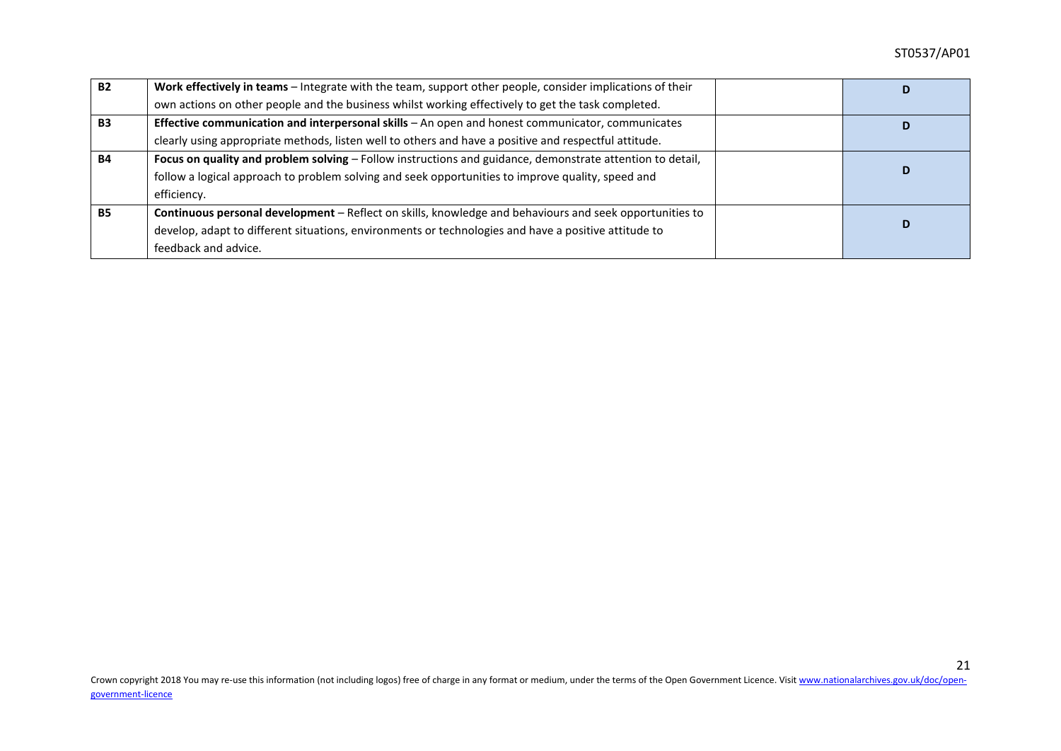| | | | |
|---|---|---|---|
| **B2** | **Work effectively in teams** – Integrate with the team, support other people, consider implications of their own actions on other people and the business whilst working effectively to get the task completed. | | **D** |
| **B3** | **Effective communication and interpersonal skills** – An open and honest communicator, communicates clearly using appropriate methods, listen well to others and have a positive and respectful attitude. | | **D** |
| **B4** | **Focus on quality and problem solving** – Follow instructions and guidance, demonstrate attention to detail, follow a logical approach to problem solving and seek opportunities to improve quality, speed and efficiency. | | **D** |
| **B5** | **Continuous personal development** – Reflect on skills, knowledge and behaviours and seek opportunities to develop, adapt to different situations, environments or technologies and have a positive attitude to feedback and advice. | | **D** |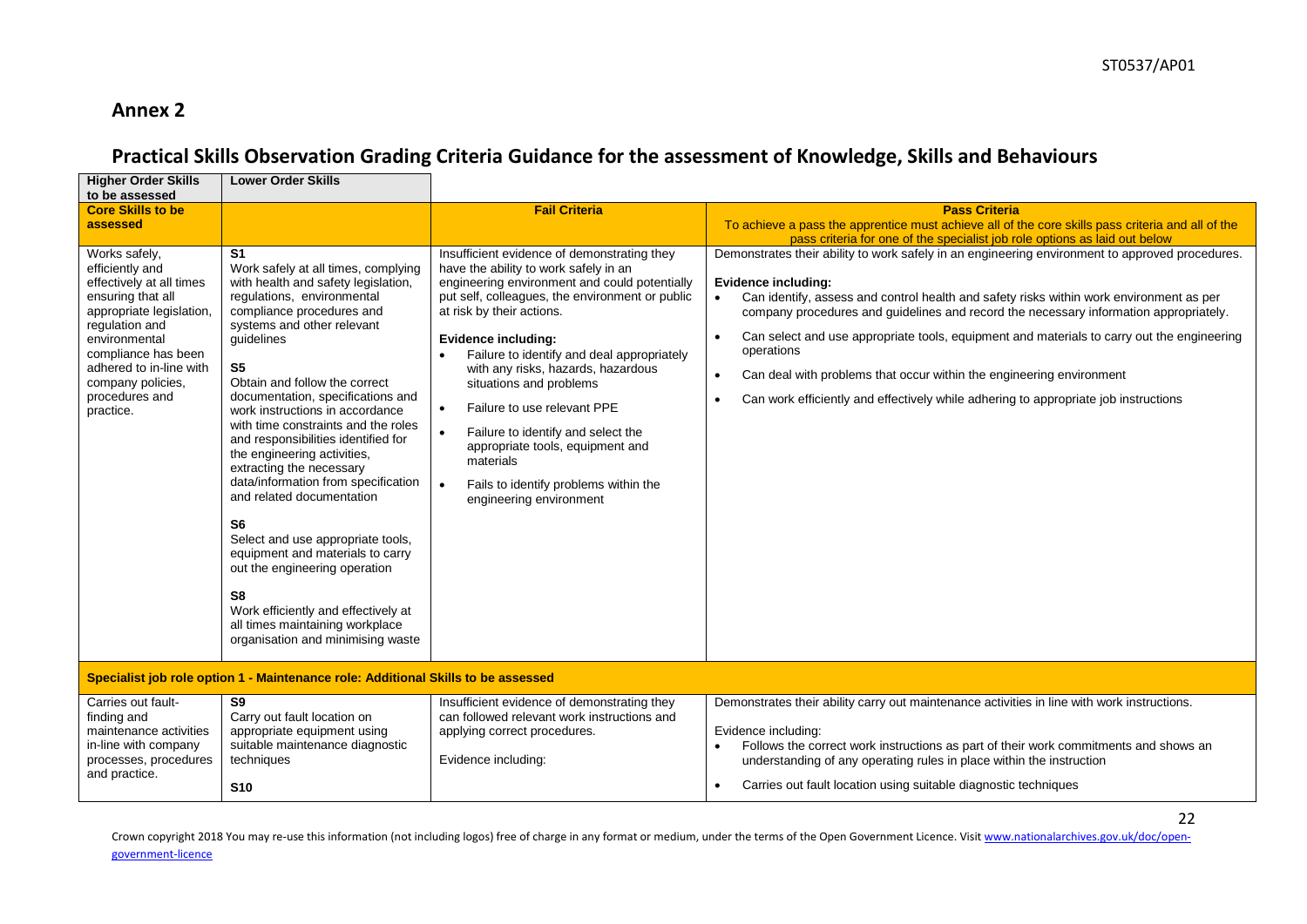## Annex 2

## Practical Skills Observation Grading Criteria Guidance for the assessment of Knowledge, Skills and Behaviours

| Higher Order Skills to be assessed | Lower Order Skills | | |
|---|---|---|---|
| **Core Skills to be assessed** | | **Fail Criteria** | **Pass Criteria**<br>To achieve a pass the apprentice must achieve all of the core skills pass criteria and all of the pass criteria for one of the specialist job role options as laid out below |
| Works safely, efficiently and effectively at all times ensuring that all appropriate legislation, regulation and environmental compliance has been adhered to in-line with company policies, procedures and practice. | **S1**<br>Work safely at all times, complying with health and safety legislation, regulations, environmental compliance procedures and systems and other relevant guidelines<br><br>**S5**<br>Obtain and follow the correct documentation, specifications and work instructions in accordance with time constraints and the roles and responsibilities identified for the engineering activities, extracting the necessary data/information from specification and related documentation<br><br>**S6**<br>Select and use appropriate tools, equipment and materials to carry out the engineering operation<br><br>**S8**<br>Work efficiently and effectively at all times maintaining workplace organisation and minimising waste | Insufficient evidence of demonstrating they have the ability to work safely in an engineering environment and could potentially put self, colleagues, the environment or public at risk by their actions.<br><br>**Evidence including:**<br>• Failure to identify and deal appropriately with any risks, hazards, hazardous situations and problems<br>• Failure to use relevant PPE<br>• Failure to identify and select the appropriate tools, equipment and materials<br>• Fails to identify problems within the engineering environment | Demonstrates their ability to work safely in an engineering environment to approved procedures.<br><br>**Evidence including:**<br>• Can identify, assess and control health and safety risks within work environment as per company procedures and guidelines and record the necessary information appropriately.<br>• Can select and use appropriate tools, equipment and materials to carry out the engineering operations<br>• Can deal with problems that occur within the engineering environment<br>• Can work efficiently and effectively while adhering to appropriate job instructions |
| **Specialist job role option 1 - Maintenance role: Additional Skills to be assessed** | | | |
| Carries out fault-finding and maintenance activities in-line with company processes, procedures and practice. | **S9**<br>Carry out fault location on appropriate equipment using suitable maintenance diagnostic techniques<br><br>**S10** | Insufficient evidence of demonstrating they can followed relevant work instructions and applying correct procedures.<br><br>Evidence including: | Demonstrates their ability carry out maintenance activities in line with work instructions.<br><br>Evidence including:<br>• Follows the correct work instructions as part of their work commitments and shows an understanding of any operating rules in place within the instruction<br>• Carries out fault location using suitable diagnostic techniques |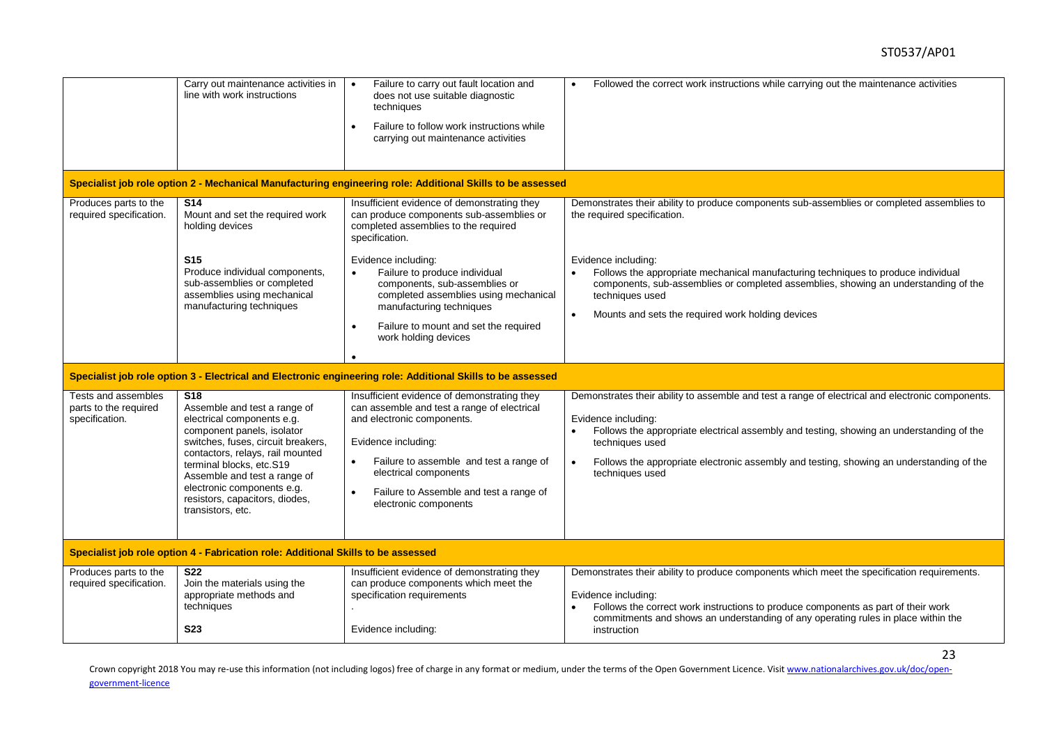| | | | |
|---|---|---|---|
| | Carry out maintenance activities in line with work instructions | • Failure to carry out fault location and does not use suitable diagnostic techniques<br>• Failure to follow work instructions while carrying out maintenance activities | • Followed the correct work instructions while carrying out the maintenance activities |
| **Specialist job role option 2 - Mechanical Manufacturing engineering role: Additional Skills to be assessed** | | | |
| Produces parts to the required specification. | **S14**<br>Mount and set the required work holding devices<br><br>**S15**<br>Produce individual components, sub-assemblies or completed assemblies using mechanical manufacturing techniques | Insufficient evidence of demonstrating they can produce components sub-assemblies or completed assemblies to the required specification.<br><br>Evidence including:<br>• Failure to produce individual components, sub-assemblies or completed assemblies using mechanical manufacturing techniques<br>• Failure to mount and set the required work holding devices<br>• | Demonstrates their ability to produce components sub-assemblies or completed assemblies to the required specification.<br><br>Evidence including:<br>• Follows the appropriate mechanical manufacturing techniques to produce individual components, sub-assemblies or completed assemblies, showing an understanding of the techniques used<br>• Mounts and sets the required work holding devices |
| **Specialist job role option 3 - Electrical and Electronic engineering role: Additional Skills to be assessed** | | | |
| Tests and assembles parts to the required specification. | **S18**<br>Assemble and test a range of electrical components e.g. component panels, isolator switches, fuses, circuit breakers, contactors, relays, rail mounted terminal blocks, etc.S19 Assemble and test a range of electronic components e.g. resistors, capacitors, diodes, transistors, etc. | Insufficient evidence of demonstrating they can assemble and test a range of electrical and electronic components.<br><br>Evidence including:<br>• Failure to assemble and test a range of electrical components<br>• Failure to Assemble and test a range of electronic components | Demonstrates their ability to assemble and test a range of electrical and electronic components.<br><br>Evidence including:<br>• Follows the appropriate electrical assembly and testing, showing an understanding of the techniques used<br>• Follows the appropriate electronic assembly and testing, showing an understanding of the techniques used |
| **Specialist job role option 4 - Fabrication role: Additional Skills to be assessed** | | | |
| Produces parts to the required specification. | **S22**<br>Join the materials using the appropriate methods and techniques<br><br>**S23** | Insufficient evidence of demonstrating they can produce components which meet the specification requirements<br>.<br>Evidence including: | Demonstrates their ability to produce components which meet the specification requirements.<br><br>Evidence including:<br>• Follows the correct work instructions to produce components as part of their work commitments and shows an understanding of any operating rules in place within the instruction |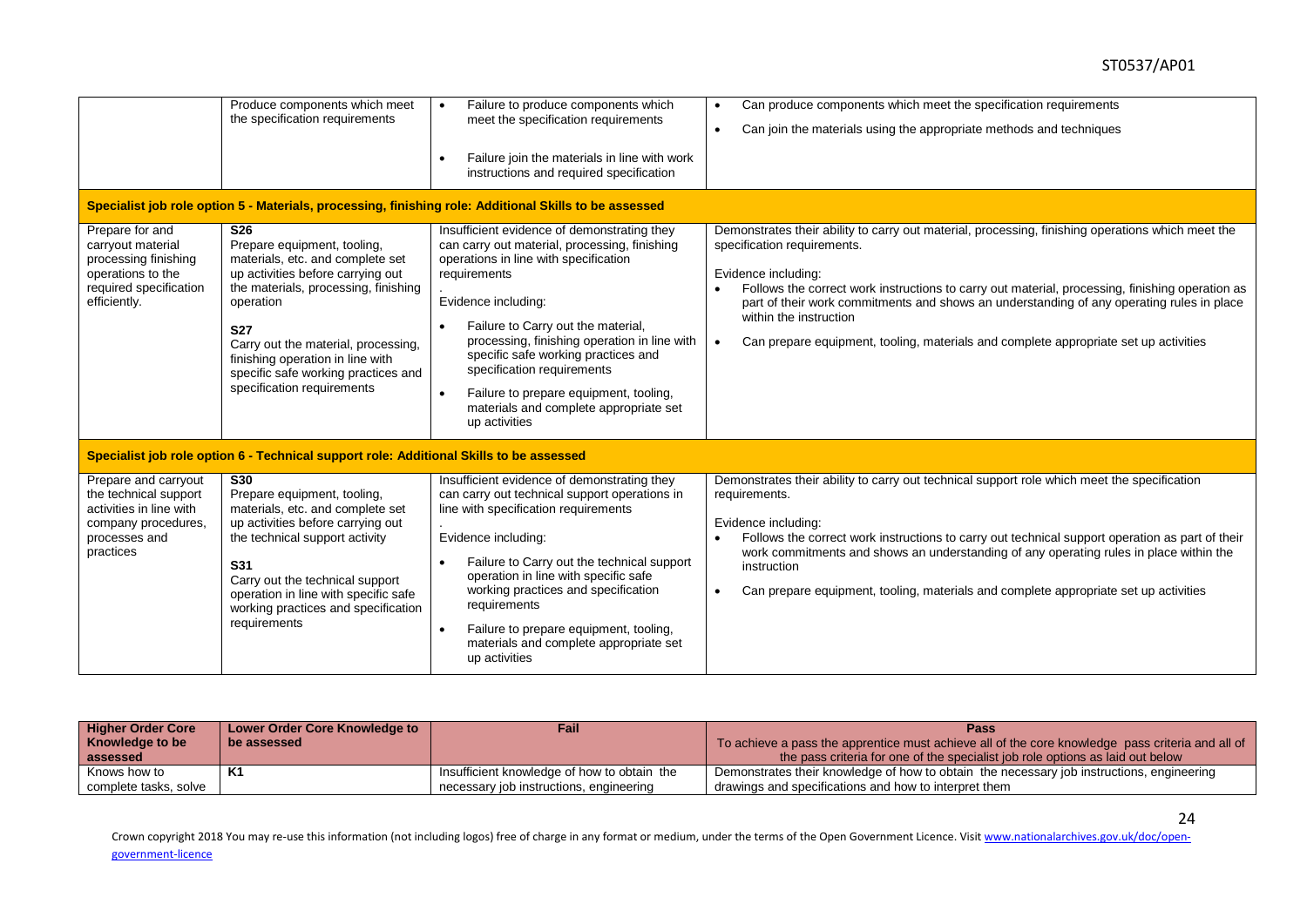| | | | |
|---|---|---|---|
| | Produce components which meet the specification requirements | • Failure to produce components which meet the specification requirements<br><br>• Failure join the materials in line with work instructions and required specification | • Can produce components which meet the specification requirements<br>• Can join the materials using the appropriate methods and techniques |
| **Specialist job role option 5 - Materials, processing, finishing role: Additional Skills to be assessed** | | | |
| Prepare for and carryout material processing finishing operations to the required specification efficiently. | **S26**<br>Prepare equipment, tooling, materials, etc. and complete set up activities before carrying out the materials, processing, finishing operation<br><br>**S27**<br>Carry out the material, processing, finishing operation in line with specific safe working practices and specification requirements | Insufficient evidence of demonstrating they can carry out material, processing, finishing operations in line with specification requirements<br>.<br>Evidence including:<br>• Failure to Carry out the material, processing, finishing operation in line with specific safe working practices and specification requirements<br>• Failure to prepare equipment, tooling, materials and complete appropriate set up activities | Demonstrates their ability to carry out material, processing, finishing operations which meet the specification requirements.<br><br>Evidence including:<br>• Follows the correct work instructions to carry out material, processing, finishing operation as part of their work commitments and shows an understanding of any operating rules in place within the instruction<br>• Can prepare equipment, tooling, materials and complete appropriate set up activities |
| **Specialist job role option 6 - Technical support role: Additional Skills to be assessed** | | | |
| Prepare and carryout the technical support activities in line with company procedures, processes and practices | **S30**<br>Prepare equipment, tooling, materials, etc. and complete set up activities before carrying out the technical support activity<br><br>**S31**<br>Carry out the technical support operation in line with specific safe working practices and specification requirements | Insufficient evidence of demonstrating they can carry out technical support operations in line with specification requirements<br>.<br>Evidence including:<br>• Failure to Carry out the technical support operation in line with specific safe working practices and specification requirements<br>• Failure to prepare equipment, tooling, materials and complete appropriate set up activities | Demonstrates their ability to carry out technical support role which meet the specification requirements.<br><br>Evidence including:<br>• Follows the correct work instructions to carry out technical support operation as part of their work commitments and shows an understanding of any operating rules in place within the instruction<br>• Can prepare equipment, tooling, materials and complete appropriate set up activities |

| Higher Order Core Knowledge to be assessed | Lower Order Core Knowledge to be assessed | Fail | Pass<br>To achieve a pass the apprentice must achieve all of the core knowledge pass criteria and all of the pass criteria for one of the specialist job role options as laid out below |
|---|---|---|---|
| Knows how to complete tasks, solve | K1 | Insufficient knowledge of how to obtain the necessary job instructions, engineering | Demonstrates their knowledge of how to obtain the necessary job instructions, engineering drawings and specifications and how to interpret them |

Crown copyright 2018 You may re-use this information (not including logos) free of charge in any format or medium, under the terms of the Open Government Licence. Visit www.nationalarchives.gov.uk/doc/open-government-licence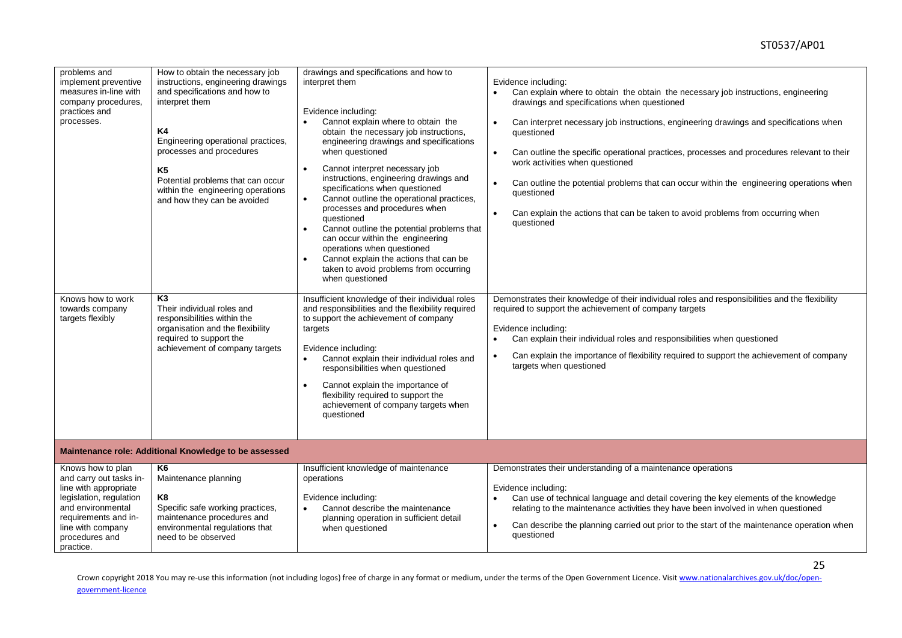| | | | |
|---|---|---|---|
| problems and implement preventive measures in-line with company procedures, practices and processes. | How to obtain the necessary job instructions, engineering drawings and specifications and how to interpret them<br><br>**K4**<br>Engineering operational practices, processes and procedures<br><br>**K5**<br>Potential problems that can occur within the engineering operations and how they can be avoided | drawings and specifications and how to interpret them<br><br>Evidence including:<br>• Cannot explain where to obtain the obtain the necessary job instructions, engineering drawings and specifications when questioned<br>• Cannot interpret necessary job instructions, engineering drawings and specifications when questioned<br>• Cannot outline the operational practices, processes and procedures when questioned<br>• Cannot outline the potential problems that can occur within the engineering operations when questioned<br>• Cannot explain the actions that can be taken to avoid problems from occurring when questioned | Evidence including:<br>• Can explain where to obtain the obtain the necessary job instructions, engineering drawings and specifications when questioned<br>• Can interpret necessary job instructions, engineering drawings and specifications when questioned<br>• Can outline the specific operational practices, processes and procedures relevant to their work activities when questioned<br>• Can outline the potential problems that can occur within the engineering operations when questioned<br>• Can explain the actions that can be taken to avoid problems from occurring when questioned |
| Knows how to work towards company targets flexibly | **K3**<br>Their individual roles and responsibilities within the organisation and the flexibility required to support the achievement of company targets | Insufficient knowledge of their individual roles and responsibilities and the flexibility required to support the achievement of company targets<br><br>Evidence including:<br>• Cannot explain their individual roles and responsibilities when questioned<br>• Cannot explain the importance of flexibility required to support the achievement of company targets when questioned | Demonstrates their knowledge of their individual roles and responsibilities and the flexibility required to support the achievement of company targets<br><br>Evidence including:<br>• Can explain their individual roles and responsibilities when questioned<br>• Can explain the importance of flexibility required to support the achievement of company targets when questioned |
| **Maintenance role: Additional Knowledge to be assessed** | | | |
| Knows how to plan and carry out tasks in-line with appropriate legislation, regulation and environmental requirements and in-line with company procedures and practice. | **K6**<br>Maintenance planning<br><br>**K8**<br>Specific safe working practices, maintenance procedures and environmental regulations that need to be observed | Insufficient knowledge of maintenance operations<br><br>Evidence including:<br>• Cannot describe the maintenance planning operation in sufficient detail when questioned | Demonstrates their understanding of a maintenance operations<br><br>Evidence including:<br>• Can use of technical language and detail covering the key elements of the knowledge relating to the maintenance activities they have been involved in when questioned<br>• Can describe the planning carried out prior to the start of the maintenance operation when questioned |

Crown copyright 2018 You may re-use this information (not including logos) free of charge in any format or medium, under the terms of the Open Government Licence. Visit www.nationalarchives.gov.uk/doc/open-government-licence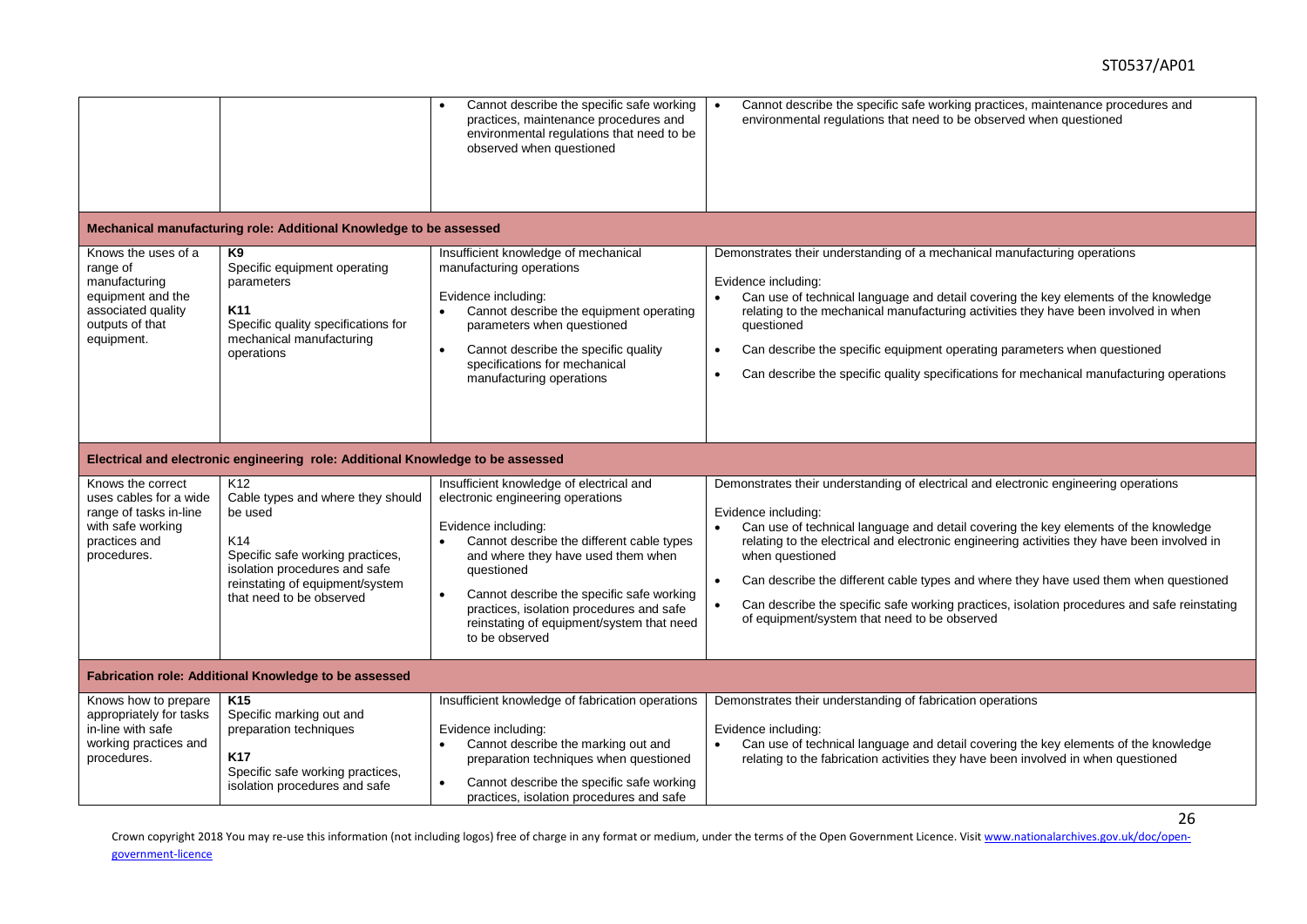| | | | |
|---|---|---|---|
| | | • Cannot describe the specific safe working practices, maintenance procedures and environmental regulations that need to be observed when questioned | • Cannot describe the specific safe working practices, maintenance procedures and environmental regulations that need to be observed when questioned |
| **Mechanical manufacturing role: Additional Knowledge to be assessed** | | | |
| Knows the uses of a range of manufacturing equipment and the associated quality outputs of that equipment. | **K9** Specific equipment operating parameters<br><br>**K11** Specific quality specifications for mechanical manufacturing operations | Insufficient knowledge of mechanical manufacturing operations<br><br>Evidence including:<br>• Cannot describe the equipment operating parameters when questioned<br>• Cannot describe the specific quality specifications for mechanical manufacturing operations | Demonstrates their understanding of a mechanical manufacturing operations<br><br>Evidence including:<br>• Can use of technical language and detail covering the key elements of the knowledge relating to the mechanical manufacturing activities they have been involved in when questioned<br>• Can describe the specific equipment operating parameters when questioned<br>• Can describe the specific quality specifications for mechanical manufacturing operations |
| **Electrical and electronic engineering role: Additional Knowledge to be assessed** | | | |
| Knows the correct uses cables for a wide range of tasks in-line with safe working practices and procedures. | K12 Cable types and where they should be used<br><br>K14 Specific safe working practices, isolation procedures and safe reinstating of equipment/system that need to be observed | Insufficient knowledge of electrical and electronic engineering operations<br><br>Evidence including:<br>• Cannot describe the different cable types and where they have used them when questioned<br>• Cannot describe the specific safe working practices, isolation procedures and safe reinstating of equipment/system that need to be observed | Demonstrates their understanding of electrical and electronic engineering operations<br><br>Evidence including:<br>• Can use of technical language and detail covering the key elements of the knowledge relating to the electrical and electronic engineering activities they have been involved in when questioned<br>• Can describe the different cable types and where they have used them when questioned<br>• Can describe the specific safe working practices, isolation procedures and safe reinstating of equipment/system that need to be observed |
| **Fabrication role: Additional Knowledge to be assessed** | | | |
| Knows how to prepare appropriately for tasks in-line with safe working practices and procedures. | **K15** Specific marking out and preparation techniques<br><br>**K17** Specific safe working practices, isolation procedures and safe | Insufficient knowledge of fabrication operations<br><br>Evidence including:<br>• Cannot describe the marking out and preparation techniques when questioned<br>• Cannot describe the specific safe working practices, isolation procedures and safe | Demonstrates their understanding of fabrication operations<br><br>Evidence including:<br>• Can use of technical language and detail covering the key elements of the knowledge relating to the fabrication activities they have been involved in when questioned |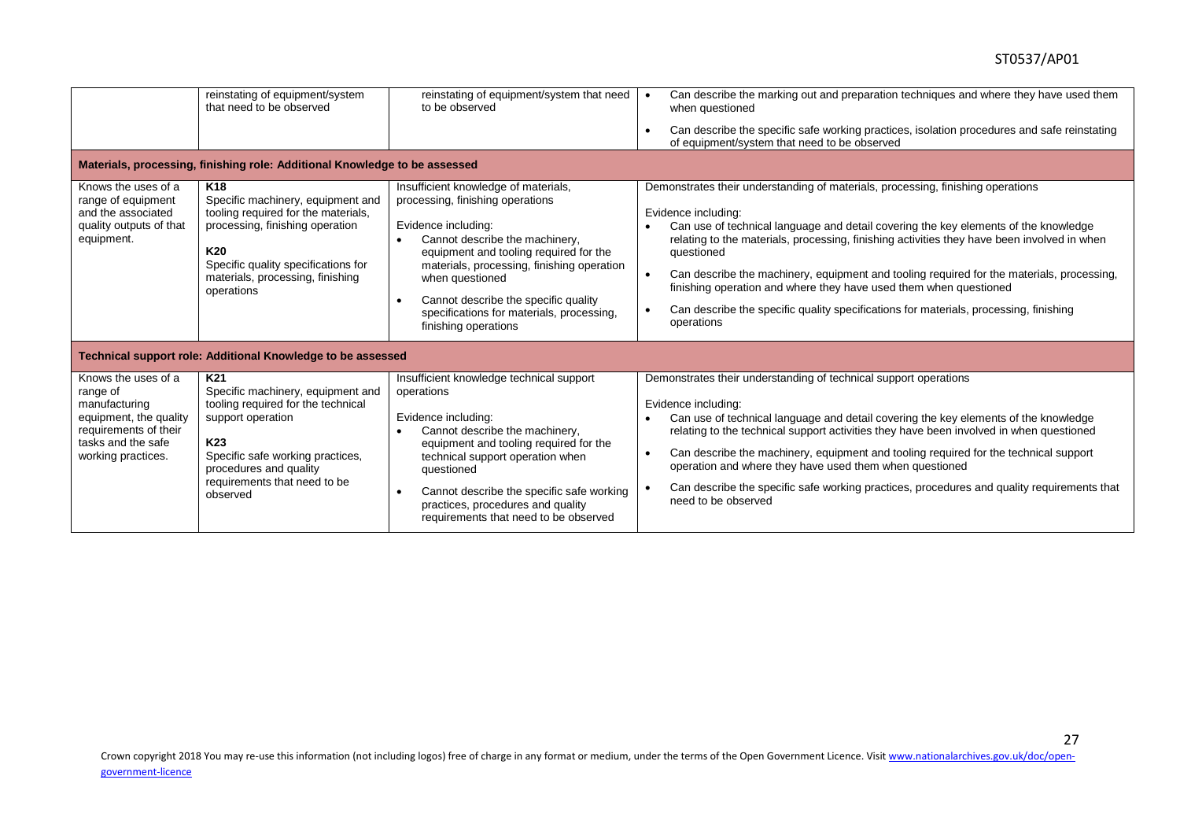| | | | |
|---|---|---|---|
| | reinstating of equipment/system that need to be observed | reinstating of equipment/system that need to be observed | • Can describe the marking out and preparation techniques and where they have used them when questioned<br>• Can describe the specific safe working practices, isolation procedures and safe reinstating of equipment/system that need to be observed |
| **Materials, processing, finishing role: Additional Knowledge to be assessed** | | | |
| Knows the uses of a range of equipment and the associated quality outputs of that equipment. | **K18**<br>Specific machinery, equipment and tooling required for the materials, processing, finishing operation<br>**K20**<br>Specific quality specifications for materials, processing, finishing operations | Insufficient knowledge of materials, processing, finishing operations<br><br>Evidence including:<br>• Cannot describe the machinery, equipment and tooling required for the materials, processing, finishing operation when questioned<br>• Cannot describe the specific quality specifications for materials, processing, finishing operations | Demonstrates their understanding of materials, processing, finishing operations<br><br>Evidence including:<br>• Can use of technical language and detail covering the key elements of the knowledge relating to the materials, processing, finishing activities they have been involved in when questioned<br>• Can describe the machinery, equipment and tooling required for the materials, processing, finishing operation and where they have used them when questioned<br>• Can describe the specific quality specifications for materials, processing, finishing operations |
| **Technical support role: Additional Knowledge to be assessed** | | | |
| Knows the uses of a range of manufacturing equipment, the quality requirements of their tasks and the safe working practices. | **K21**<br>Specific machinery, equipment and tooling required for the technical support operation<br>**K23**<br>Specific safe working practices, procedures and quality requirements that need to be observed | Insufficient knowledge technical support operations<br><br>Evidence including:<br>• Cannot describe the machinery, equipment and tooling required for the technical support operation when questioned<br>• Cannot describe the specific safe working practices, procedures and quality requirements that need to be observed | Demonstrates their understanding of technical support operations<br><br>Evidence including:<br>• Can use of technical language and detail covering the key elements of the knowledge relating to the technical support activities they have been involved in when questioned<br>• Can describe the machinery, equipment and tooling required for the technical support operation and where they have used them when questioned<br>• Can describe the specific safe working practices, procedures and quality requirements that need to be observed |

Crown copyright 2018 You may re-use this information (not including logos) free of charge in any format or medium, under the terms of the Open Government Licence. Visit www.nationalarchives.gov.uk/doc/open-government-licence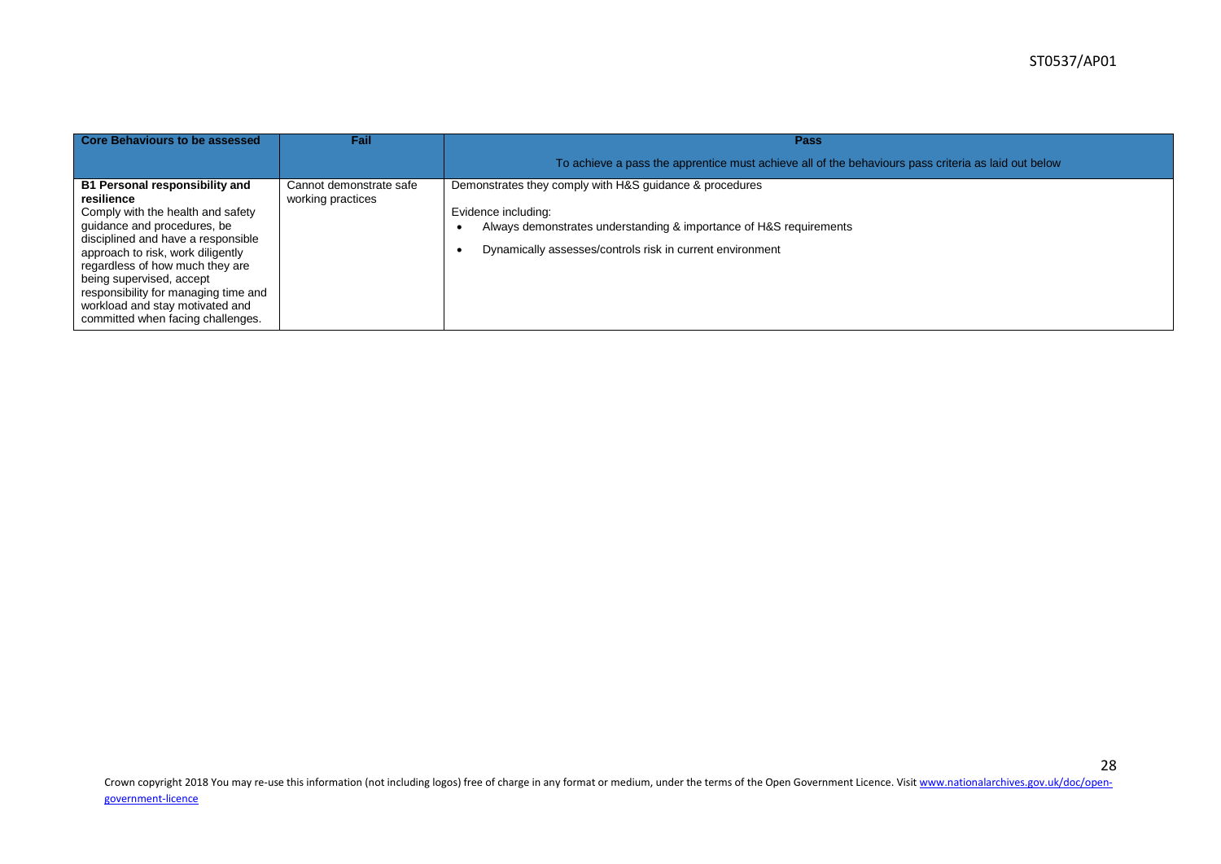| Core Behaviours to be assessed | Fail | Pass<br><br>To achieve a pass the apprentice must achieve all of the behaviours pass criteria as laid out below |
|---|---|---|
| **B1 Personal responsibility and resilience**<br>Comply with the health and safety guidance and procedures, be disciplined and have a responsible approach to risk, work diligently regardless of how much they are being supervised, accept responsibility for managing time and workload and stay motivated and committed when facing challenges. | Cannot demonstrate safe working practices | Demonstrates they comply with H&S guidance & procedures<br><br>Evidence including:<br>• Always demonstrates understanding & importance of H&S requirements<br>• Dynamically assesses/controls risk in current environment |

Crown copyright 2018 You may re-use this information (not including logos) free of charge in any format or medium, under the terms of the Open Government Licence. Visit www.nationalarchives.gov.uk/doc/open-government-licence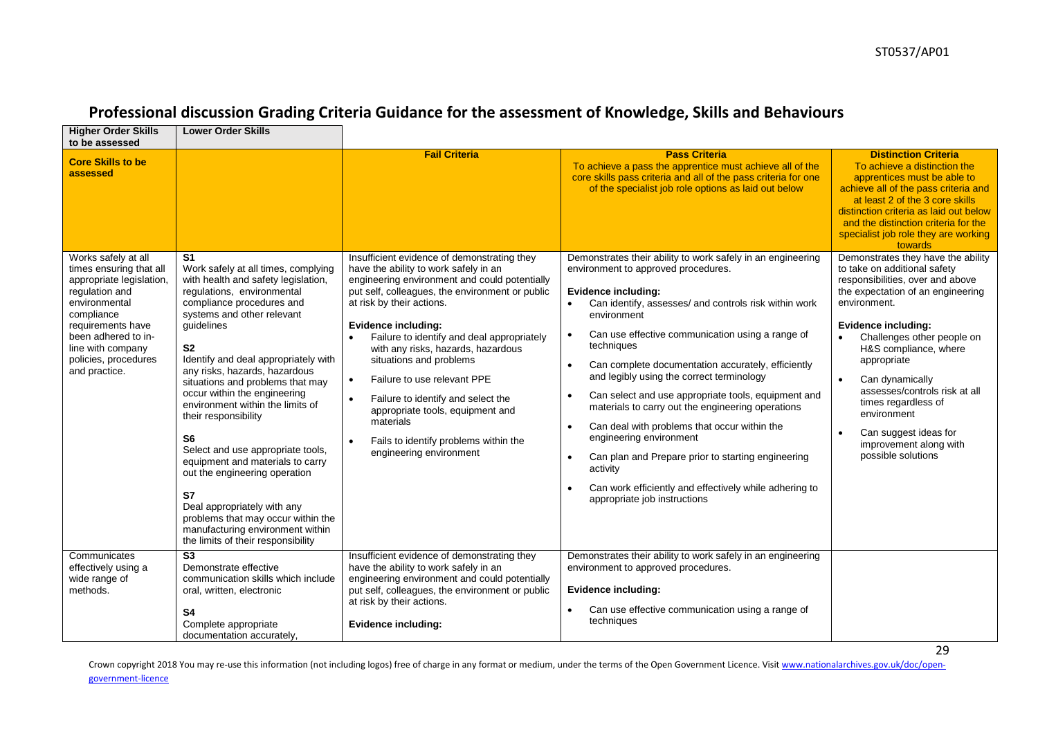# Professional discussion Grading Criteria Guidance for the assessment of Knowledge, Skills and Behaviours

| Higher Order Skills to be assessed | Lower Order Skills | | | |
|---|---|---|---|---|
| **Core Skills to be assessed** | | **Fail Criteria** | **Pass Criteria**<br>To achieve a pass the apprentice must achieve all of the core skills pass criteria and all of the pass criteria for one of the specialist job role options as laid out below | **Distinction Criteria**<br>To achieve a distinction the apprentices must be able to achieve all of the pass criteria and at least 2 of the 3 core skills distinction criteria as laid out below and the distinction criteria for the specialist job role they are working towards |
| Works safely at all times ensuring that all appropriate legislation, regulation and environmental compliance requirements have been adhered to in-line with company policies, procedures and practice. | **S1**<br>Work safely at all times, complying with health and safety legislation, regulations, environmental compliance procedures and systems and other relevant guidelines<br><br>**S2**<br>Identify and deal appropriately with any risks, hazards, hazardous situations and problems that may occur within the engineering environment within the limits of their responsibility<br><br>**S6**<br>Select and use appropriate tools, equipment and materials to carry out the engineering operation<br><br>**S7**<br>Deal appropriately with any problems that may occur within the manufacturing environment within the limits of their responsibility | Insufficient evidence of demonstrating they have the ability to work safely in an engineering environment and could potentially put self, colleagues, the environment or public at risk by their actions.<br><br>**Evidence including:**<br>• Failure to identify and deal appropriately with any risks, hazards, hazardous situations and problems<br>• Failure to use relevant PPE<br>• Failure to identify and select the appropriate tools, equipment and materials<br>• Fails to identify problems within the engineering environment | Demonstrates their ability to work safely in an engineering environment to approved procedures.<br><br>**Evidence including:**<br>• Can identify, assesses/ and controls risk within work environment<br>• Can use effective communication using a range of techniques<br>• Can complete documentation accurately, efficiently and legibly using the correct terminology<br>• Can select and use appropriate tools, equipment and materials to carry out the engineering operations<br>• Can deal with problems that occur within the engineering environment<br>• Can plan and Prepare prior to starting engineering activity<br>• Can work efficiently and effectively while adhering to appropriate job instructions | Demonstrates they have the ability to take on additional safety responsibilities, over and above the expectation of an engineering environment.<br><br>**Evidence including:**<br>• Challenges other people on H&S compliance, where appropriate<br>• Can dynamically assesses/controls risk at all times regardless of environment<br>• Can suggest ideas for improvement along with possible solutions |
| Communicates effectively using a wide range of methods. | **S3**<br>Demonstrate effective communication skills which include oral, written, electronic<br><br>**S4**<br>Complete appropriate documentation accurately, | Insufficient evidence of demonstrating they have the ability to work safely in an engineering environment and could potentially put self, colleagues, the environment or public at risk by their actions.<br><br>**Evidence including:** | Demonstrates their ability to work safely in an engineering environment to approved procedures.<br><br>**Evidence including:**<br>• Can use effective communication using a range of techniques | |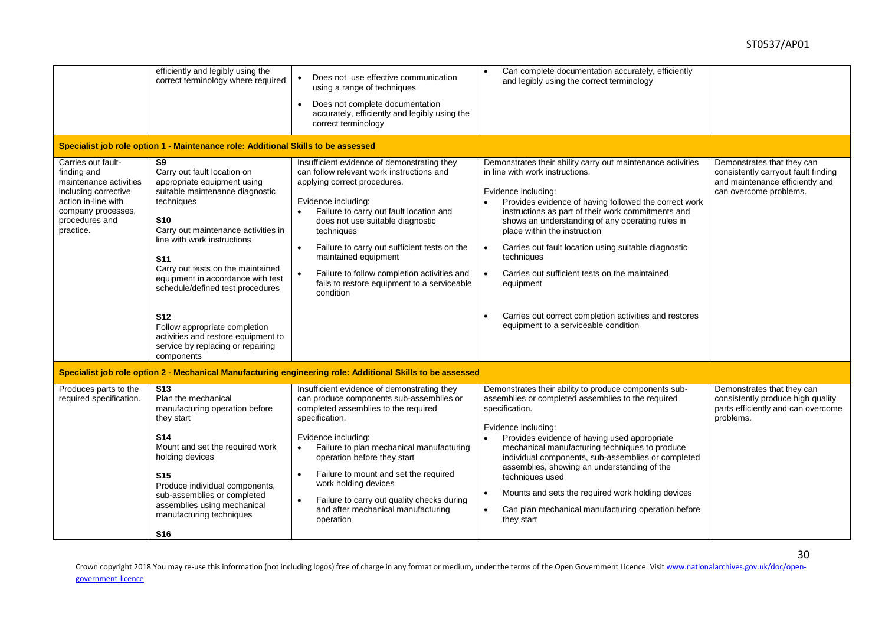| | | | | |
|---|---|---|---|---|
| | efficiently and legibly using the correct terminology where required | • Does not use effective communication using a range of techniques<br>• Does not complete documentation accurately, efficiently and legibly using the correct terminology | • Can complete documentation accurately, efficiently and legibly using the correct terminology | |
| **Specialist job role option 1 - Maintenance role: Additional Skills to be assessed** | | | | |
| Carries out fault-finding and maintenance activities including corrective action in-line with company processes, procedures and practice. | **S9**<br>Carry out fault location on appropriate equipment using suitable maintenance diagnostic techniques<br><br>**S10**<br>Carry out maintenance activities in line with work instructions<br><br>**S11**<br>Carry out tests on the maintained equipment in accordance with test schedule/defined test procedures<br><br>**S12**<br>Follow appropriate completion activities and restore equipment to service by replacing or repairing components | Insufficient evidence of demonstrating they can follow relevant work instructions and applying correct procedures.<br><br>Evidence including:<br>• Failure to carry out fault location and does not use suitable diagnostic techniques<br>• Failure to carry out sufficient tests on the maintained equipment<br>• Failure to follow completion activities and fails to restore equipment to a serviceable condition | Demonstrates their ability carry out maintenance activities in line with work instructions.<br><br>Evidence including:<br>• Provides evidence of having followed the correct work instructions as part of their work commitments and shows an understanding of any operating rules in place within the instruction<br>• Carries out fault location using suitable diagnostic techniques<br>• Carries out sufficient tests on the maintained equipment<br>• Carries out correct completion activities and restores equipment to a serviceable condition | Demonstrates that they can consistently carryout fault finding and maintenance efficiently and can overcome problems. |
| **Specialist job role option 2 - Mechanical Manufacturing engineering role: Additional Skills to be assessed** | | | | |
| Produces parts to the required specification. | **S13**<br>Plan the mechanical manufacturing operation before they start<br><br>**S14**<br>Mount and set the required work holding devices<br><br>**S15**<br>Produce individual components, sub-assemblies or completed assemblies using mechanical manufacturing techniques<br><br>**S16** | Insufficient evidence of demonstrating they can produce components sub-assemblies or completed assemblies to the required specification.<br><br>Evidence including:<br>• Failure to plan mechanical manufacturing operation before they start<br>• Failure to mount and set the required work holding devices<br>• Failure to carry out quality checks during and after mechanical manufacturing operation | Demonstrates their ability to produce components sub-assemblies or completed assemblies to the required specification.<br><br>Evidence including:<br>• Provides evidence of having used appropriate mechanical manufacturing techniques to produce individual components, sub-assemblies or completed assemblies, showing an understanding of the techniques used<br>• Mounts and sets the required work holding devices<br>• Can plan mechanical manufacturing operation before they start | Demonstrates that they can consistently produce high quality parts efficiently and can overcome problems. |

Crown copyright 2018 You may re-use this information (not including logos) free of charge in any format or medium, under the terms of the Open Government Licence. Visit www.nationalarchives.gov.uk/doc/open-government-licence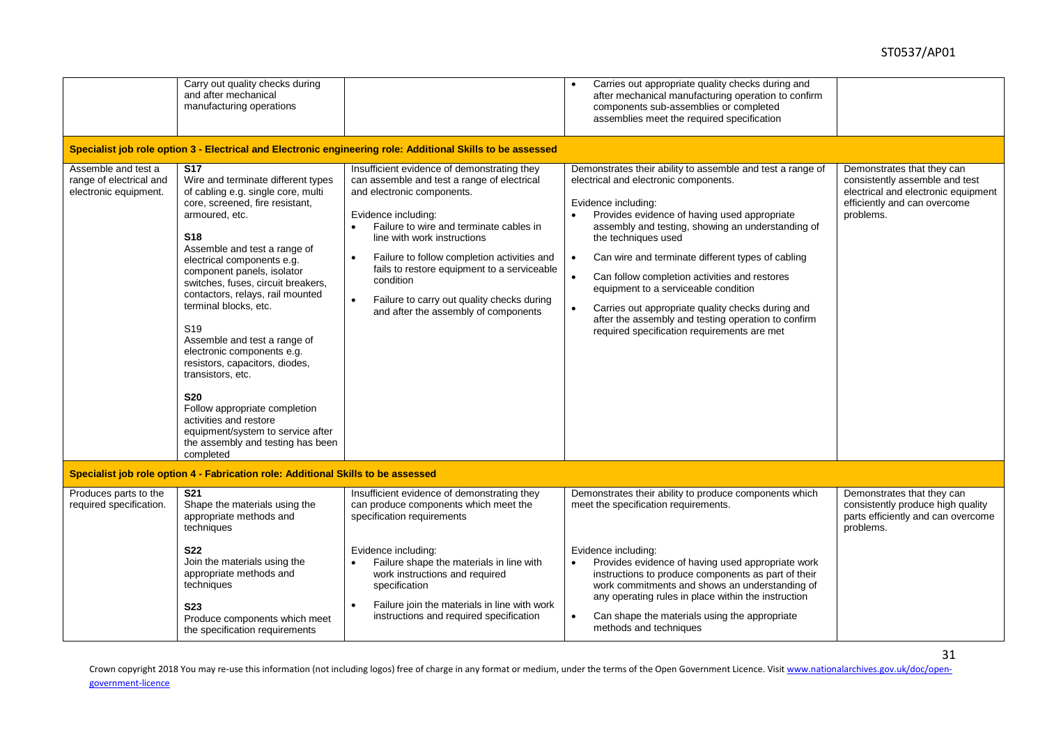| | | | | |
|---|---|---|---|---|
| | Carry out quality checks during and after mechanical manufacturing operations | | • Carries out appropriate quality checks during and after mechanical manufacturing operation to confirm components sub-assemblies or completed assemblies meet the required specification | |
| **Specialist job role option 3 - Electrical and Electronic engineering role: Additional Skills to be assessed** | | | | |
| Assemble and test a range of electrical and electronic equipment. | **S17**<br>Wire and terminate different types of cabling e.g. single core, multi core, screened, fire resistant, armoured, etc.<br><br>**S18**<br>Assemble and test a range of electrical components e.g. component panels, isolator switches, fuses, circuit breakers, contactors, relays, rail mounted terminal blocks, etc.<br><br>S19<br>Assemble and test a range of electronic components e.g. resistors, capacitors, diodes, transistors, etc.<br><br>**S20**<br>Follow appropriate completion activities and restore equipment/system to service after the assembly and testing has been completed | Insufficient evidence of demonstrating they can assemble and test a range of electrical and electronic components.<br><br>Evidence including:<br>• Failure to wire and terminate cables in line with work instructions<br>• Failure to follow completion activities and fails to restore equipment to a serviceable condition<br>• Failure to carry out quality checks during and after the assembly of components | Demonstrates their ability to assemble and test a range of electrical and electronic components.<br><br>Evidence including:<br>• Provides evidence of having used appropriate assembly and testing, showing an understanding of the techniques used<br>• Can wire and terminate different types of cabling<br>• Can follow completion activities and restores equipment to a serviceable condition<br>• Carries out appropriate quality checks during and after the assembly and testing operation to confirm required specification requirements are met | Demonstrates that they can consistently assemble and test electrical and electronic equipment efficiently and can overcome problems. |
| **Specialist job role option 4 - Fabrication role: Additional Skills to be assessed** | | | | |
| Produces parts to the required specification. | **S21**<br>Shape the materials using the appropriate methods and techniques<br><br>**S22**<br>Join the materials using the appropriate methods and techniques<br><br>**S23**<br>Produce components which meet the specification requirements | Insufficient evidence of demonstrating they can produce components which meet the specification requirements<br><br>Evidence including:<br>• Failure shape the materials in line with work instructions and required specification<br>• Failure join the materials in line with work instructions and required specification | Demonstrates their ability to produce components which meet the specification requirements.<br><br>Evidence including:<br>• Provides evidence of having used appropriate work instructions to produce components as part of their work commitments and shows an understanding of any operating rules in place within the instruction<br>• Can shape the materials using the appropriate methods and techniques | Demonstrates that they can consistently produce high quality parts efficiently and can overcome problems. |

Crown copyright 2018 You may re-use this information (not including logos) free of charge in any format or medium, under the terms of the Open Government Licence. Visit www.nationalarchives.gov.uk/doc/open-government-licence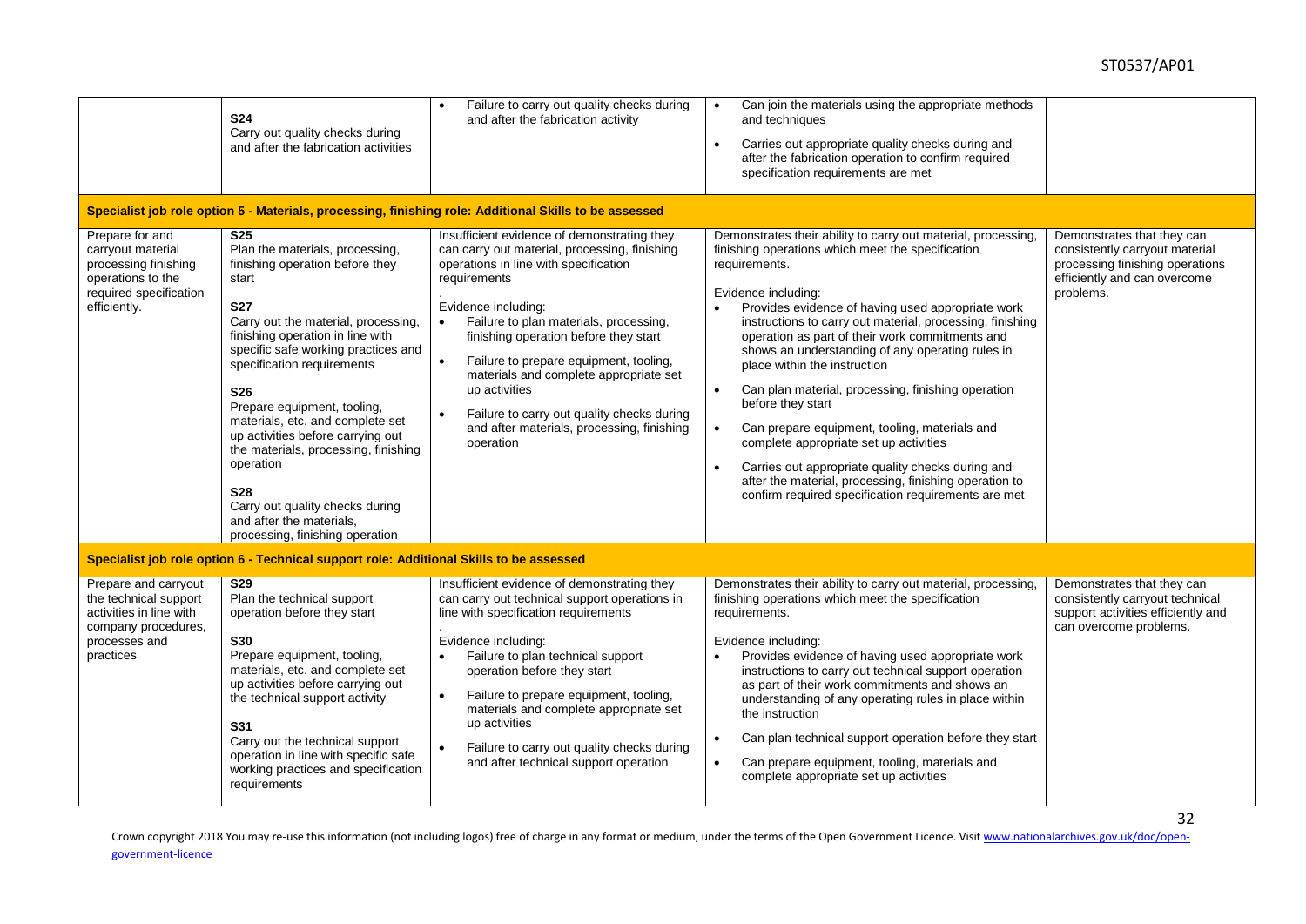| | | | | |
|---|---|---|---|---|
| | **S24**<br>Carry out quality checks during and after the fabrication activities | • Failure to carry out quality checks during and after the fabrication activity | • Can join the materials using the appropriate methods and techniques<br>• Carries out appropriate quality checks during and after the fabrication operation to confirm required specification requirements are met | |
| **Specialist job role option 5 - Materials, processing, finishing role: Additional Skills to be assessed** | | | | |
| Prepare for and carryout material processing finishing operations to the required specification efficiently. | **S25**<br>Plan the materials, processing, finishing operation before they start<br><br>**S27**<br>Carry out the material, processing, finishing operation in line with specific safe working practices and specification requirements<br><br>**S26**<br>Prepare equipment, tooling, materials, etc. and complete set up activities before carrying out the materials, processing, finishing operation<br><br>**S28**<br>Carry out quality checks during and after the materials, processing, finishing operation | Insufficient evidence of demonstrating they can carry out material, processing, finishing operations in line with specification requirements<br>.<br>Evidence including:<br>• Failure to plan materials, processing, finishing operation before they start<br>• Failure to prepare equipment, tooling, materials and complete appropriate set up activities<br>• Failure to carry out quality checks during and after materials, processing, finishing operation | Demonstrates their ability to carry out material, processing, finishing operations which meet the specification requirements.<br><br>Evidence including:<br>• Provides evidence of having used appropriate work instructions to carry out material, processing, finishing operation as part of their work commitments and shows an understanding of any operating rules in place within the instruction<br>• Can plan material, processing, finishing operation before they start<br>• Can prepare equipment, tooling, materials and complete appropriate set up activities<br>• Carries out appropriate quality checks during and after the material, processing, finishing operation to confirm required specification requirements are met | Demonstrates that they can consistently carryout material processing finishing operations efficiently and can overcome problems. |
| **Specialist job role option 6 - Technical support role: Additional Skills to be assessed** | | | | |
| Prepare and carryout the technical support activities in line with company procedures, processes and practices | **S29**<br>Plan the technical support operation before they start<br><br>**S30**<br>Prepare equipment, tooling, materials, etc. and complete set up activities before carrying out the technical support activity<br><br>**S31**<br>Carry out the technical support operation in line with specific safe working practices and specification requirements | Insufficient evidence of demonstrating they can carry out technical support operations in line with specification requirements<br>.<br>Evidence including:<br>• Failure to plan technical support operation before they start<br>• Failure to prepare equipment, tooling, materials and complete appropriate set up activities<br>• Failure to carry out quality checks during and after technical support operation | Demonstrates their ability to carry out material, processing, finishing operations which meet the specification requirements.<br><br>Evidence including:<br>• Provides evidence of having used appropriate work instructions to carry out technical support operation as part of their work commitments and shows an understanding of any operating rules in place within the instruction<br>• Can plan technical support operation before they start<br>• Can prepare equipment, tooling, materials and complete appropriate set up activities | Demonstrates that they can consistently carryout technical support activities efficiently and can overcome problems. |

Crown copyright 2018 You may re-use this information (not including logos) free of charge in any format or medium, under the terms of the Open Government Licence. Visit www.nationalarchives.gov.uk/doc/open-government-licence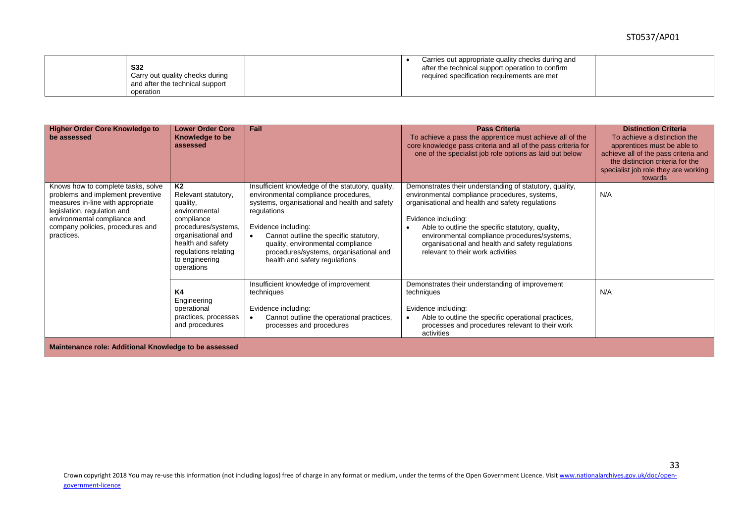| | | | | |
|---|---|---|---|---|
| | **S32** Carry out quality checks during and after the technical support operation | | • Carries out appropriate quality checks during and after the technical support operation to confirm required specification requirements are met | |

| Higher Order Core Knowledge to be assessed | Lower Order Core Knowledge to be assessed | Fail | Pass Criteria<br>To achieve a pass the apprentice must achieve all of the core knowledge pass criteria and all of the pass criteria for one of the specialist job role options as laid out below | Distinction Criteria<br>To achieve a distinction the apprentices must be able to achieve all of the pass criteria and the distinction criteria for the specialist job role they are working towards |
|---|---|---|---|---|
| Knows how to complete tasks, solve problems and implement preventive measures in-line with appropriate legislation, regulation and environmental compliance and company policies, procedures and practices. | **K2** Relevant statutory, quality, environmental compliance procedures/systems, organisational and health and safety regulations relating to engineering operations | Insufficient knowledge of the statutory, quality, environmental compliance procedures, systems, organisational and health and safety regulations<br><br>Evidence including:<br>• Cannot outline the specific statutory, quality, environmental compliance procedures/systems, organisational and health and safety regulations | Demonstrates their understanding of statutory, quality, environmental compliance procedures, systems, organisational and health and safety regulations<br><br>Evidence including:<br>• Able to outline the specific statutory, quality, environmental compliance procedures/systems, organisational and health and safety regulations relevant to their work activities | N/A |
| | **K4** Engineering operational practices, processes and procedures | Insufficient knowledge of improvement techniques<br><br>Evidence including:<br>• Cannot outline the operational practices, processes and procedures | Demonstrates their understanding of improvement techniques<br><br>Evidence including:<br>• Able to outline the specific operational practices, processes and procedures relevant to their work activities | N/A |
| **Maintenance role: Additional Knowledge to be assessed** | | | | |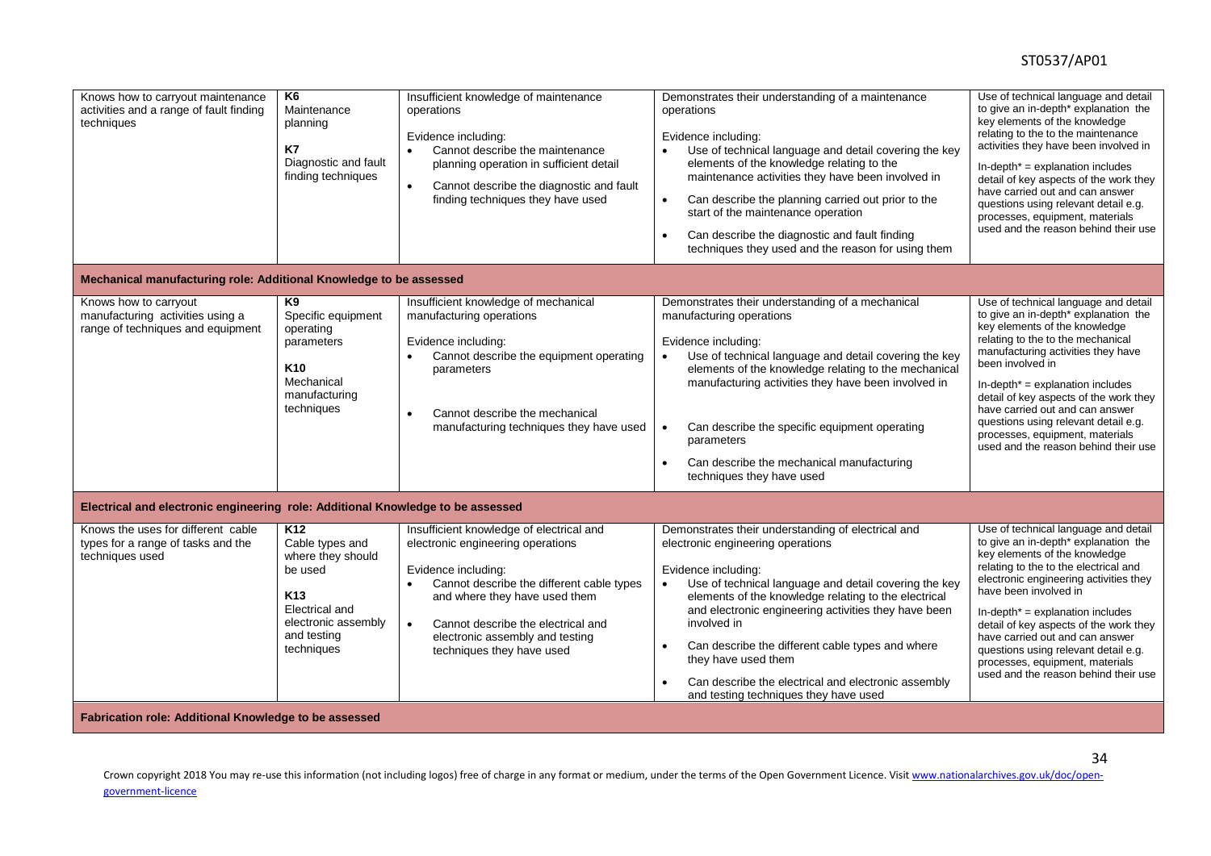| | | | | |
|---|---|---|---|---|
| Knows how to carryout maintenance activities and a range of fault finding techniques | **K6** Maintenance planning<br><br>**K7** Diagnostic and fault finding techniques | Insufficient knowledge of maintenance operations<br><br>Evidence including:<br>• Cannot describe the maintenance planning operation in sufficient detail<br>• Cannot describe the diagnostic and fault finding techniques they have used | Demonstrates their understanding of a maintenance operations<br><br>Evidence including:<br>• Use of technical language and detail covering the key elements of the knowledge relating to the maintenance activities they have been involved in<br>• Can describe the planning carried out prior to the start of the maintenance operation<br>• Can describe the diagnostic and fault finding techniques they used and the reason for using them | Use of technical language and detail to give an in-depth* explanation the key elements of the knowledge relating to the to the maintenance activities they have been involved in<br><br>In-depth* = explanation includes detail of key aspects of the work they have carried out and can answer questions using relevant detail e.g. processes, equipment, materials used and the reason behind their use |
| **Mechanical manufacturing role: Additional Knowledge to be assessed** | | | | |
| Knows how to carryout manufacturing activities using a range of techniques and equipment | **K9** Specific equipment operating parameters<br><br>**K10** Mechanical manufacturing techniques | Insufficient knowledge of mechanical manufacturing operations<br><br>Evidence including:<br>• Cannot describe the equipment operating parameters<br>• Cannot describe the mechanical manufacturing techniques they have used | Demonstrates their understanding of a mechanical manufacturing operations<br><br>Evidence including:<br>• Use of technical language and detail covering the key elements of the knowledge relating to the mechanical manufacturing activities they have been involved in<br>• Can describe the specific equipment operating parameters<br>• Can describe the mechanical manufacturing techniques they have used | Use of technical language and detail to give an in-depth* explanation the key elements of the knowledge relating to the to the mechanical manufacturing activities they have been involved in<br><br>In-depth* = explanation includes detail of key aspects of the work they have carried out and can answer questions using relevant detail e.g. processes, equipment, materials used and the reason behind their use |
| **Electrical and electronic engineering role: Additional Knowledge to be assessed** | | | | |
| Knows the uses for different cable types for a range of tasks and the techniques used | **K12** Cable types and where they should be used<br><br>**K13** Electrical and electronic assembly and testing techniques | Insufficient knowledge of electrical and electronic engineering operations<br><br>Evidence including:<br>• Cannot describe the different cable types and where they have used them<br>• Cannot describe the electrical and electronic assembly and testing techniques they have used | Demonstrates their understanding of electrical and electronic engineering operations<br><br>Evidence including:<br>• Use of technical language and detail covering the key elements of the knowledge relating to the electrical and electronic engineering activities they have been involved in<br>• Can describe the different cable types and where they have used them<br>• Can describe the electrical and electronic assembly and testing techniques they have used | Use of technical language and detail to give an in-depth* explanation the key elements of the knowledge relating to the to the electrical and electronic engineering activities they have been involved in<br><br>In-depth* = explanation includes detail of key aspects of the work they have carried out and can answer questions using relevant detail e.g. processes, equipment, materials used and the reason behind their use |
| **Fabrication role: Additional Knowledge to be assessed** | | | | |

Crown copyright 2018 You may re-use this information (not including logos) free of charge in any format or medium, under the terms of the Open Government Licence. Visit www.nationalarchives.gov.uk/doc/open-government-licence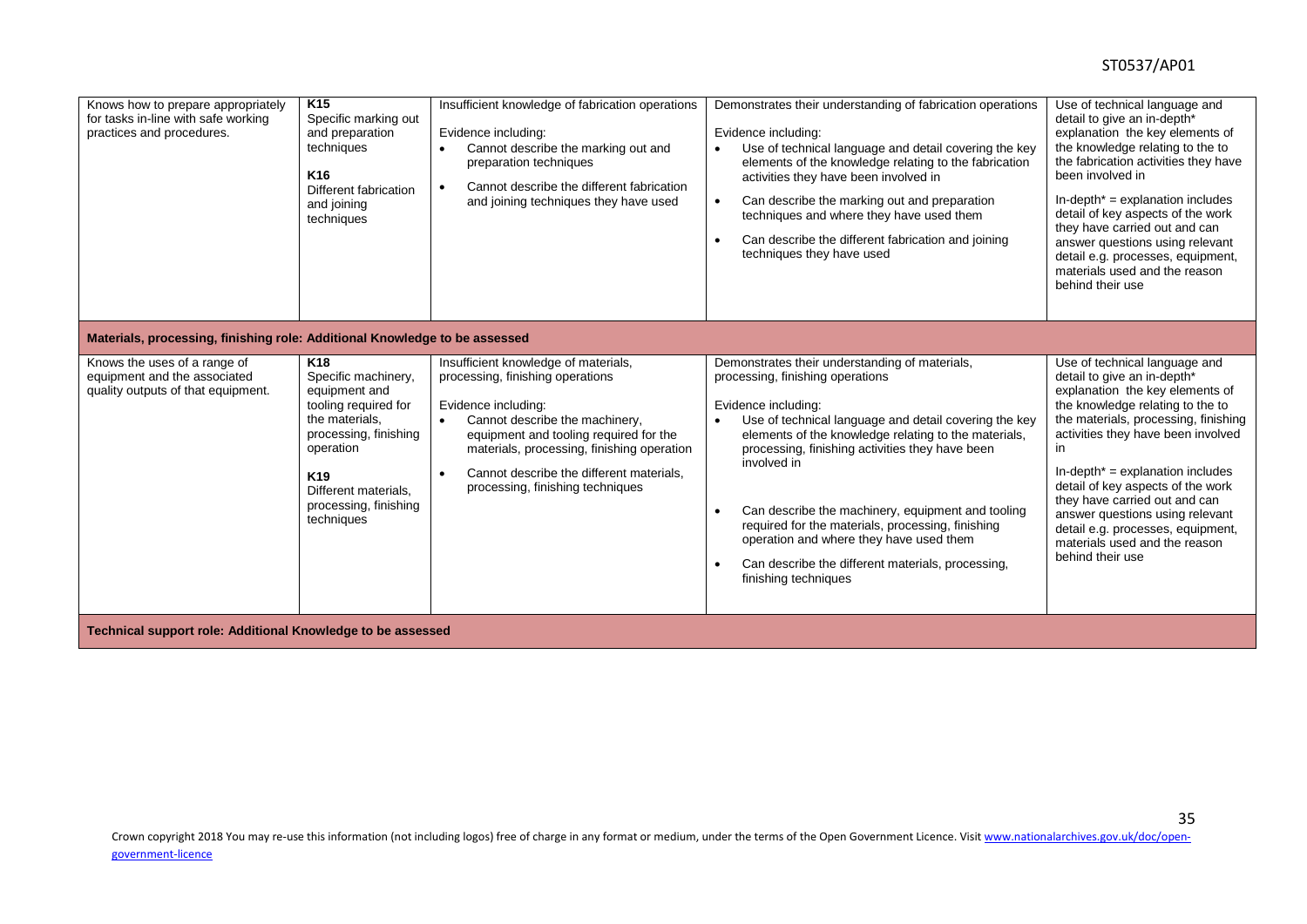| | | | | |
|---|---|---|---|---|
| Knows how to prepare appropriately for tasks in-line with safe working practices and procedures. | **K15** Specific marking out and preparation techniques<br><br>**K16** Different fabrication and joining techniques | Insufficient knowledge of fabrication operations<br><br>Evidence including:<br>• Cannot describe the marking out and preparation techniques<br>• Cannot describe the different fabrication and joining techniques they have used | Demonstrates their understanding of fabrication operations<br><br>Evidence including:<br>• Use of technical language and detail covering the key elements of the knowledge relating to the fabrication activities they have been involved in<br>• Can describe the marking out and preparation techniques and where they have used them<br>• Can describe the different fabrication and joining techniques they have used | Use of technical language and detail to give an in-depth* explanation the key elements of the knowledge relating to the to the fabrication activities they have been involved in<br><br>In-depth* = explanation includes detail of key aspects of the work they have carried out and can answer questions using relevant detail e.g. processes, equipment, materials used and the reason behind their use |
| **Materials, processing, finishing role: Additional Knowledge to be assessed** | | | | |
| Knows the uses of a range of equipment and the associated quality outputs of that equipment. | **K18** Specific machinery, equipment and tooling required for the materials, processing, finishing operation<br><br>**K19** Different materials, processing, finishing techniques | Insufficient knowledge of materials, processing, finishing operations<br><br>Evidence including:<br>• Cannot describe the machinery, equipment and tooling required for the materials, processing, finishing operation<br>• Cannot describe the different materials, processing, finishing techniques | Demonstrates their understanding of materials, processing, finishing operations<br><br>Evidence including:<br>• Use of technical language and detail covering the key elements of the knowledge relating to the materials, processing, finishing activities they have been involved in<br>• Can describe the machinery, equipment and tooling required for the materials, processing, finishing operation and where they have used them<br>• Can describe the different materials, processing, finishing techniques | Use of technical language and detail to give an in-depth* explanation the key elements of the knowledge relating to the to the materials, processing, finishing activities they have been involved in<br><br>In-depth* = explanation includes detail of key aspects of the work they have carried out and can answer questions using relevant detail e.g. processes, equipment, materials used and the reason behind their use |
| **Technical support role: Additional Knowledge to be assessed** | | | | |

Crown copyright 2018 You may re-use this information (not including logos) free of charge in any format or medium, under the terms of the Open Government Licence. Visit www.nationalarchives.gov.uk/doc/open-government-licence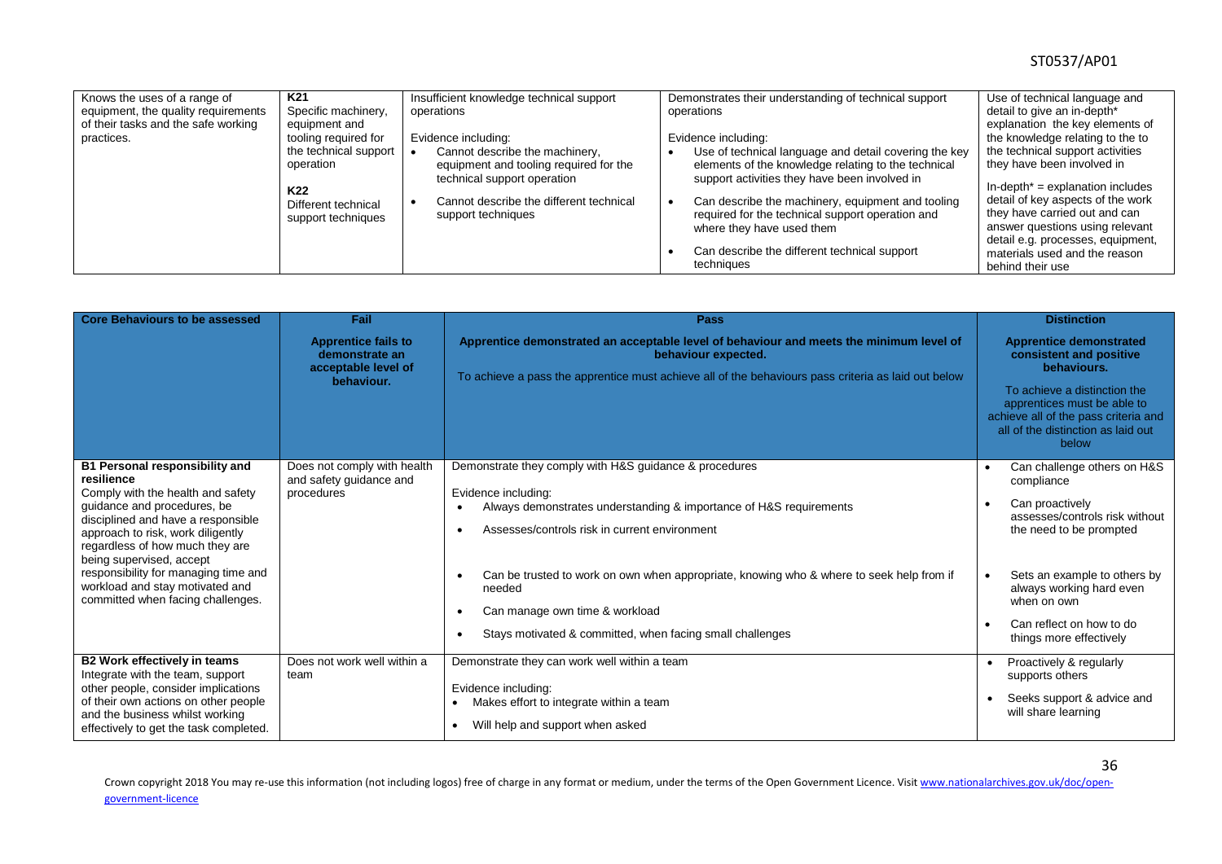| Knows the uses of a range of equipment, the quality requirements of their tasks and the safe working practices. | **K21** Specific machinery, equipment and tooling required for the technical support operation<br><br>**K22** Different technical support techniques | Insufficient knowledge technical support operations<br><br>Evidence including:<br>• Cannot describe the machinery, equipment and tooling required for the technical support operation<br>• Cannot describe the different technical support techniques | Demonstrates their understanding of technical support operations<br><br>Evidence including:<br>• Use of technical language and detail covering the key elements of the knowledge relating to the technical support activities they have been involved in<br>• Can describe the machinery, equipment and tooling required for the technical support operation and where they have used them<br>• Can describe the different technical support techniques | Use of technical language and detail to give an in-depth* explanation the key elements of the knowledge relating to the technical support activities they have been involved in<br><br>In-depth* = explanation includes detail of key aspects of the work they have carried out and can answer questions using relevant detail e.g. processes, equipment, materials used and the reason behind their use |
|---|---|---|---|---|

| Core Behaviours to be assessed | Fail | Pass | Distinction |
|---|---|---|---|
| | **Apprentice fails to demonstrate an acceptable level of behaviour.** | **Apprentice demonstrated an acceptable level of behaviour and meets the minimum level of behaviour expected.**<br><br>To achieve a pass the apprentice must achieve all of the behaviours pass criteria as laid out below | **Apprentice demonstrated consistent and positive behaviours.**<br><br>To achieve a distinction the apprentices must be able to achieve all of the pass criteria and all of the distinction as laid out below |
| **B1 Personal responsibility and resilience**<br>Comply with the health and safety guidance and procedures, be disciplined and have a responsible approach to risk, work diligently regardless of how much they are being supervised, accept responsibility for managing time and workload and stay motivated and committed when facing challenges. | Does not comply with health and safety guidance and procedures | Demonstrate they comply with H&S guidance & procedures<br><br>Evidence including:<br>• Always demonstrates understanding & importance of H&S requirements<br>• Assesses/controls risk in current environment<br>• Can be trusted to work on own when appropriate, knowing who & where to seek help from if needed<br>• Can manage own time & workload<br>• Stays motivated & committed, when facing small challenges | • Can challenge others on H&S compliance<br>• Can proactively assesses/controls risk without the need to be prompted<br>• Sets an example to others by always working hard even when on own<br>• Can reflect on how to do things more effectively |
| **B2 Work effectively in teams**<br>Integrate with the team, support other people, consider implications of their own actions on other people and the business whilst working effectively to get the task completed. | Does not work well within a team | Demonstrate they can work well within a team<br><br>Evidence including:<br>• Makes effort to integrate within a team<br>• Will help and support when asked | • Proactively & regularly supports others<br>• Seeks support & advice and will share learning |

Crown copyright 2018 You may re-use this information (not including logos) free of charge in any format or medium, under the terms of the Open Government Licence. Visit www.nationalarchives.gov.uk/doc/open-government-licence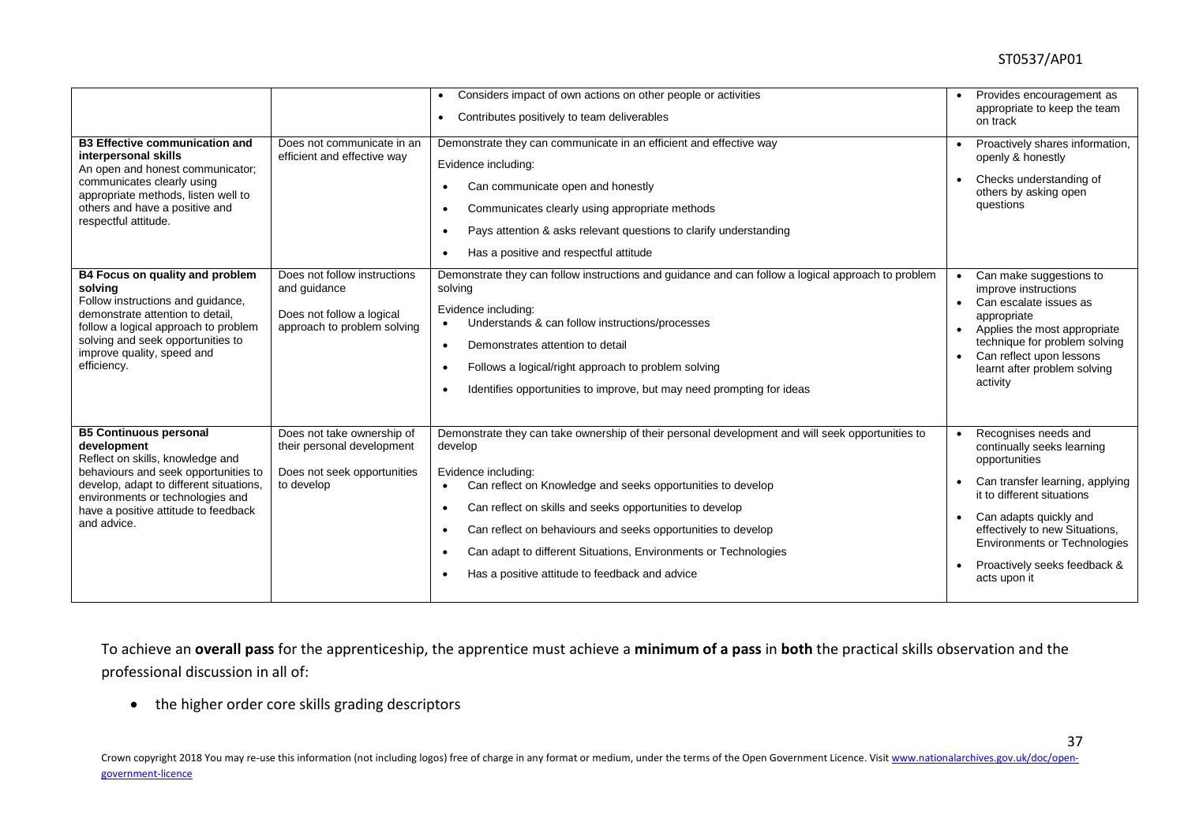| | | • Considers impact of own actions on other people or activities<br>• Contributes positively to team deliverables | • Provides encouragement as appropriate to keep the team on track |
|---|---|---|---|
| **B3 Effective communication and interpersonal skills**<br>An open and honest communicator; communicates clearly using appropriate methods, listen well to others and have a positive and respectful attitude. | Does not communicate in an efficient and effective way | Demonstrate they can communicate in an efficient and effective way<br>Evidence including:<br>• Can communicate open and honestly<br>• Communicates clearly using appropriate methods<br>• Pays attention & asks relevant questions to clarify understanding<br>• Has a positive and respectful attitude | • Proactively shares information, openly & honestly<br>• Checks understanding of others by asking open questions |
| **B4 Focus on quality and problem solving**<br>Follow instructions and guidance, demonstrate attention to detail, follow a logical approach to problem solving and seek opportunities to improve quality, speed and efficiency. | Does not follow instructions and guidance<br>Does not follow a logical approach to problem solving | Demonstrate they can follow instructions and guidance and can follow a logical approach to problem solving<br>Evidence including:<br>• Understands & can follow instructions/processes<br>• Demonstrates attention to detail<br>• Follows a logical/right approach to problem solving<br>• Identifies opportunities to improve, but may need prompting for ideas | • Can make suggestions to improve instructions<br>• Can escalate issues as appropriate<br>• Applies the most appropriate technique for problem solving<br>• Can reflect upon lessons learnt after problem solving activity |
| **B5 Continuous personal development**<br>Reflect on skills, knowledge and behaviours and seek opportunities to develop, adapt to different situations, environments or technologies and have a positive attitude to feedback and advice. | Does not take ownership of their personal development<br>Does not seek opportunities to develop | Demonstrate they can take ownership of their personal development and will seek opportunities to develop<br>Evidence including:<br>• Can reflect on Knowledge and seeks opportunities to develop<br>• Can reflect on skills and seeks opportunities to develop<br>• Can reflect on behaviours and seeks opportunities to develop<br>• Can adapt to different Situations, Environments or Technologies<br>• Has a positive attitude to feedback and advice | • Recognises needs and continually seeks learning opportunities<br>• Can transfer learning, applying it to different situations<br>• Can adapts quickly and effectively to new Situations, Environments or Technologies<br>• Proactively seeks feedback & acts upon it |

To achieve an **overall pass** for the apprenticeship, the apprentice must achieve a **minimum of a pass** in **both** the practical skills observation and the professional discussion in all of:

- the higher order core skills grading descriptors

Crown copyright 2018 You may re-use this information (not including logos) free of charge in any format or medium, under the terms of the Open Government Licence. Visit www.nationalarchives.gov.uk/doc/open-government-licence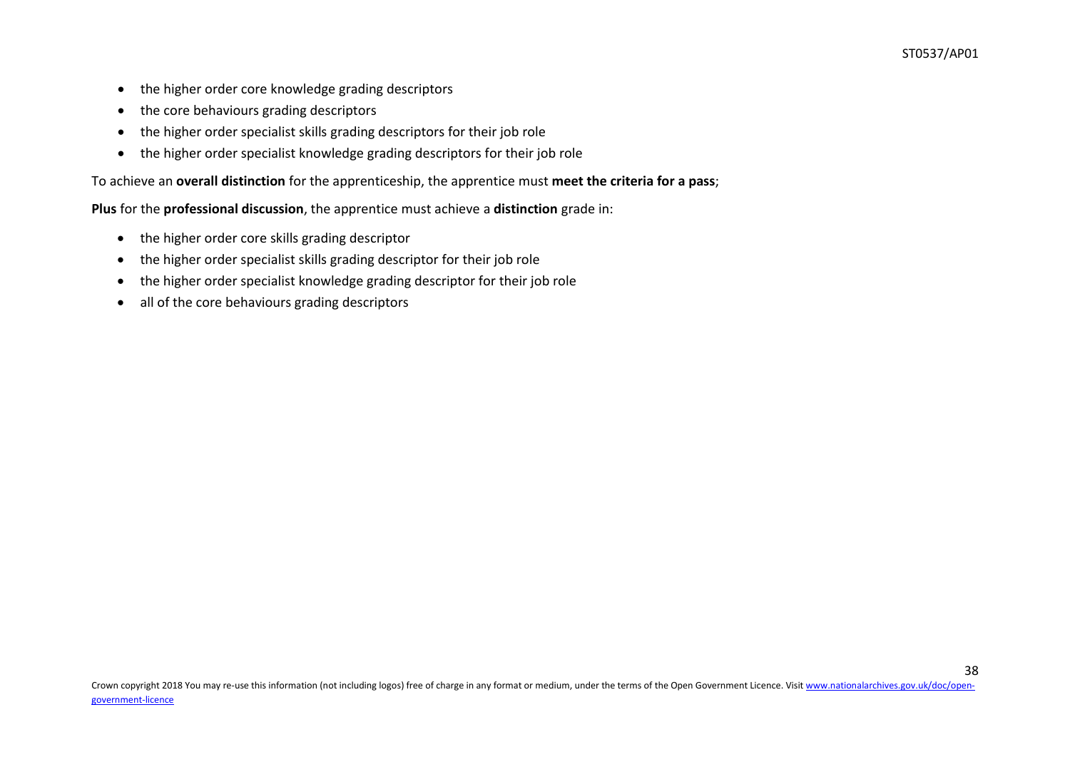- the higher order core knowledge grading descriptors
- the core behaviours grading descriptors
- the higher order specialist skills grading descriptors for their job role
- the higher order specialist knowledge grading descriptors for their job role

To achieve an **overall distinction** for the apprenticeship, the apprentice must **meet the criteria for a pass**;

**Plus** for the **professional discussion**, the apprentice must achieve a **distinction** grade in:

- the higher order core skills grading descriptor
- the higher order specialist skills grading descriptor for their job role
- the higher order specialist knowledge grading descriptor for their job role
- all of the core behaviours grading descriptors